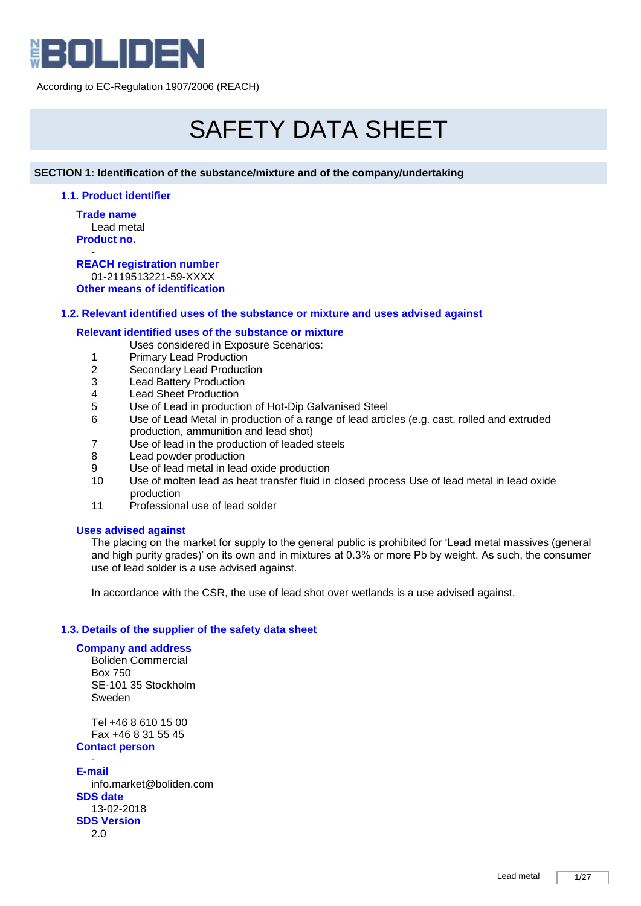BOLIDEN

According to EC-Regulation 1907/2006 (REACH)

# SAFETY DATA SHEET

## SECTION 1: Identification of the substance/mixture and of the company/undertaking

### 1.1. Product identifier

**Trade name**
Lead metal

**Product no.**
-

**REACH registration number**
01-2119513221-59-XXXX

**Other means of identification**

### 1.2. Relevant identified uses of the substance or mixture and uses advised against

**Relevant identified uses of the substance or mixture**

Uses considered in Exposure Scenarios:

1. Primary Lead Production
2. Secondary Lead Production
3. Lead Battery Production
4. Lead Sheet Production
5. Use of Lead in production of Hot-Dip Galvanised Steel
6. Use of Lead Metal in production of a range of lead articles (e.g. cast, rolled and extruded production, ammunition and lead shot)
7. Use of lead in the production of leaded steels
8. Lead powder production
9. Use of lead metal in lead oxide production
10. Use of molten lead as heat transfer fluid in closed process Use of lead metal in lead oxide production
11. Professional use of lead solder

**Uses advised against**

The placing on the market for supply to the general public is prohibited for 'Lead metal massives (general and high purity grades)' on its own and in mixtures at 0.3% or more Pb by weight. As such, the consumer use of lead solder is a use advised against.

In accordance with the CSR, the use of lead shot over wetlands is a use advised against.

### 1.3. Details of the supplier of the safety data sheet

**Company and address**
Boliden Commercial
Box 750
SE-101 35 Stockholm
Sweden

Tel +46 8 610 15 00
Fax +46 8 31 55 45

**Contact person**
-

**E-mail**
info.market@boliden.com

**SDS date**
13-02-2018

**SDS Version**
2.0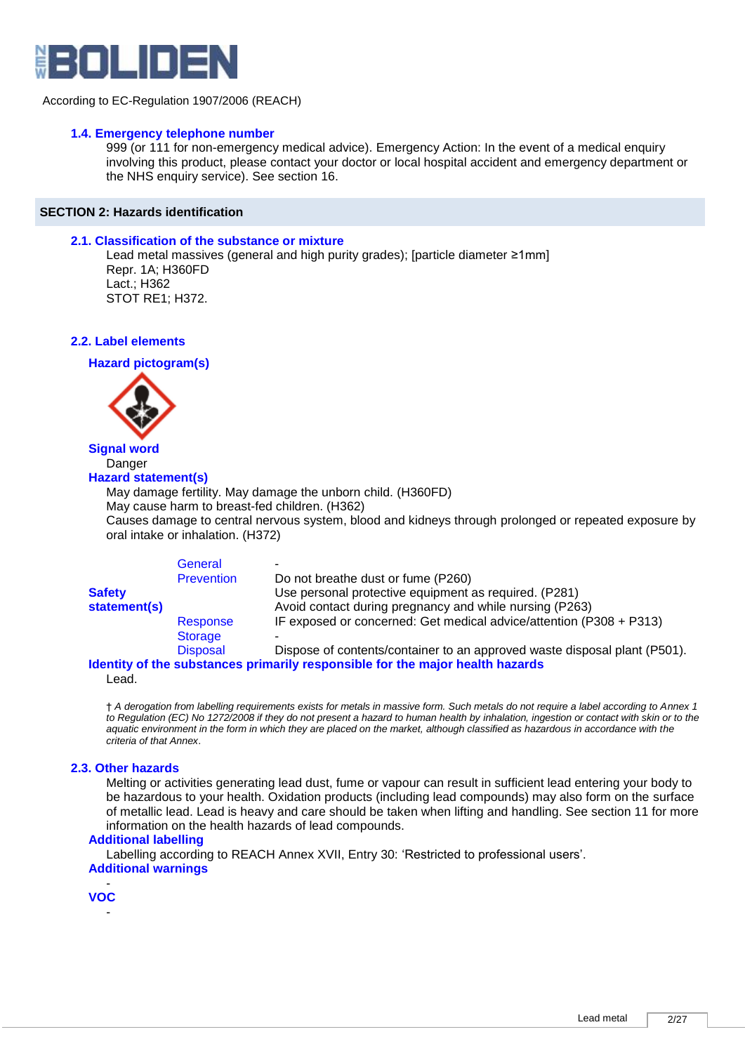According to EC-Regulation 1907/2006 (REACH)

### 1.4. Emergency telephone number

999 (or 111 for non-emergency medical advice). Emergency Action: In the event of a medical enquiry involving this product, please contact your doctor or local hospital accident and emergency department or the NHS enquiry service). See section 16.

## SECTION 2: Hazards identification

### 2.1. Classification of the substance or mixture

Lead metal massives (general and high purity grades); [particle diameter ≥1mm]
Repr. 1A; H360FD
Lact.; H362
STOT RE1; H372.

### 2.2. Label elements

**Hazard pictogram(s)**

**Signal word**

Danger

**Hazard statement(s)**

May damage fertility. May damage the unborn child. (H360FD)
May cause harm to breast-fed children. (H362)
Causes damage to central nervous system, blood and kidneys through prolonged or repeated exposure by oral intake or inhalation. (H372)

| **Safety statement(s)** | | |
|---|---|---|
| | General | - |
| | Prevention | Do not breathe dust or fume (P260) |
| | | Use personal protective equipment as required. (P281) |
| | | Avoid contact during pregnancy and while nursing (P263) |
| | Response | IF exposed or concerned: Get medical advice/attention (P308 + P313) |
| | Storage | - |
| | Disposal | Dispose of contents/container to an approved waste disposal plant (P501). |

**Identity of the substances primarily responsible for the major health hazards**

Lead.

† *A derogation from labelling requirements exists for metals in massive form. Such metals do not require a label according to Annex 1 to Regulation (EC) No 1272/2008 if they do not present a hazard to human health by inhalation, ingestion or contact with skin or to the aquatic environment in the form in which they are placed on the market, although classified as hazardous in accordance with the criteria of that Annex*.

### 2.3. Other hazards

Melting or activities generating lead dust, fume or vapour can result in sufficient lead entering your body to be hazardous to your health. Oxidation products (including lead compounds) may also form on the surface of metallic lead. Lead is heavy and care should be taken when lifting and handling. See section 11 for more information on the health hazards of lead compounds.

**Additional labelling**

Labelling according to REACH Annex XVII, Entry 30: 'Restricted to professional users'.

**Additional warnings**

-

**VOC**

-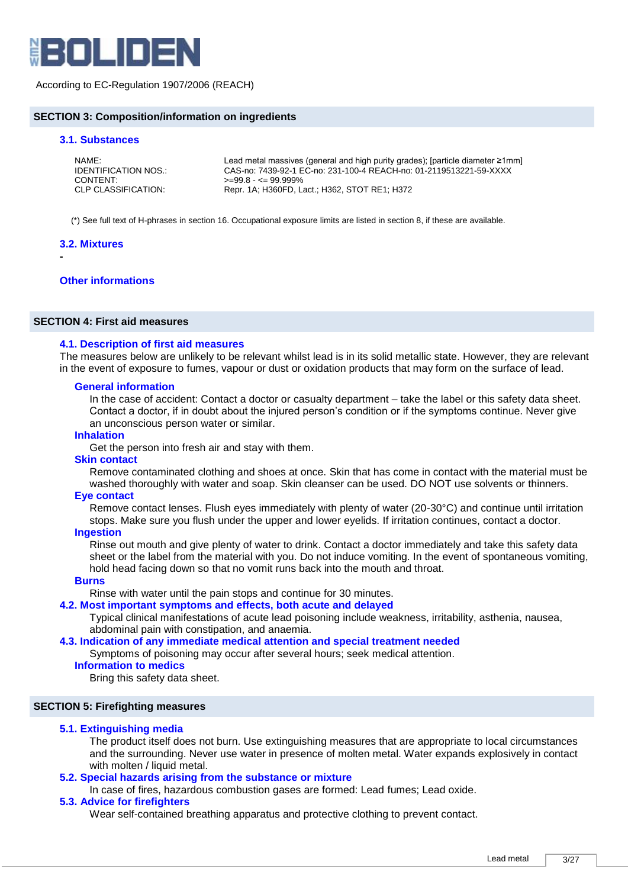According to EC-Regulation 1907/2006 (REACH)

## SECTION 3: Composition/information on ingredients

### 3.1. Substances

| | |
|---|---|
| NAME: | Lead metal massives (general and high purity grades); [particle diameter ≥1mm] |
| IDENTIFICATION NOS.: | CAS-no: 7439-92-1 EC-no: 231-100-4 REACH-no: 01-2119513221-59-XXXX |
| CONTENT: | >=99.8 - <= 99.999% |
| CLP CLASSIFICATION: | Repr. 1A; H360FD, Lact.; H362, STOT RE1; H372 |

(*) See full text of H-phrases in section 16. Occupational exposure limits are listed in section 8, if these are available.

### 3.2. Mixtures

-

### Other informations

## SECTION 4: First aid measures

### 4.1. Description of first aid measures

The measures below are unlikely to be relevant whilst lead is in its solid metallic state. However, they are relevant in the event of exposure to fumes, vapour or dust or oxidation products that may form on the surface of lead.

#### General information

In the case of accident: Contact a doctor or casualty department – take the label or this safety data sheet. Contact a doctor, if in doubt about the injured person's condition or if the symptoms continue. Never give an unconscious person water or similar.

#### Inhalation

Get the person into fresh air and stay with them.

#### Skin contact

Remove contaminated clothing and shoes at once. Skin that has come in contact with the material must be washed thoroughly with water and soap. Skin cleanser can be used. DO NOT use solvents or thinners.

#### Eye contact

Remove contact lenses. Flush eyes immediately with plenty of water (20-30°C) and continue until irritation stops. Make sure you flush under the upper and lower eyelids. If irritation continues, contact a doctor.

#### Ingestion

Rinse out mouth and give plenty of water to drink. Contact a doctor immediately and take this safety data sheet or the label from the material with you. Do not induce vomiting. In the event of spontaneous vomiting, hold head facing down so that no vomit runs back into the mouth and throat.

#### Burns

Rinse with water until the pain stops and continue for 30 minutes.

### 4.2. Most important symptoms and effects, both acute and delayed

Typical clinical manifestations of acute lead poisoning include weakness, irritability, asthenia, nausea, abdominal pain with constipation, and anaemia.

### 4.3. Indication of any immediate medical attention and special treatment needed

Symptoms of poisoning may occur after several hours; seek medical attention.

#### Information to medics

Bring this safety data sheet.

## SECTION 5: Firefighting measures

### 5.1. Extinguishing media

The product itself does not burn. Use extinguishing measures that are appropriate to local circumstances and the surrounding. Never use water in presence of molten metal. Water expands explosively in contact with molten / liquid metal.

### 5.2. Special hazards arising from the substance or mixture

In case of fires, hazardous combustion gases are formed: Lead fumes; Lead oxide.

### 5.3. Advice for firefighters

Wear self-contained breathing apparatus and protective clothing to prevent contact.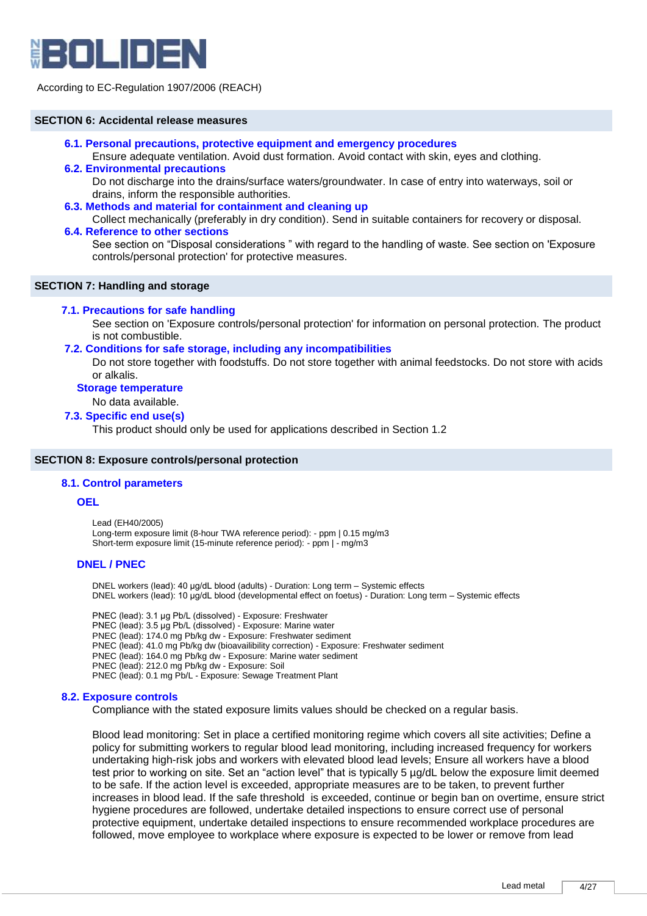According to EC-Regulation 1907/2006 (REACH)

## SECTION 6: Accidental release measures

### 6.1. Personal precautions, protective equipment and emergency procedures

Ensure adequate ventilation. Avoid dust formation. Avoid contact with skin, eyes and clothing.

### 6.2. Environmental precautions

Do not discharge into the drains/surface waters/groundwater. In case of entry into waterways, soil or drains, inform the responsible authorities.

### 6.3. Methods and material for containment and cleaning up

Collect mechanically (preferably in dry condition). Send in suitable containers for recovery or disposal.

### 6.4. Reference to other sections

See section on “Disposal considerations ” with regard to the handling of waste. See section on 'Exposure controls/personal protection' for protective measures.

## SECTION 7: Handling and storage

### 7.1. Precautions for safe handling

See section on 'Exposure controls/personal protection' for information on personal protection. The product is not combustible.

### 7.2. Conditions for safe storage, including any incompatibilities

Do not store together with foodstuffs. Do not store together with animal feedstocks. Do not store with acids or alkalis.

#### Storage temperature

No data available.

### 7.3. Specific end use(s)

This product should only be used for applications described in Section 1.2

## SECTION 8: Exposure controls/personal protection

### 8.1. Control parameters

#### OEL

Lead (EH40/2005)
Long-term exposure limit (8-hour TWA reference period): - ppm | 0.15 mg/m3
Short-term exposure limit (15-minute reference period): - ppm | - mg/m3

#### DNEL / PNEC

DNEL workers (lead): 40 µg/dL blood (adults) - Duration: Long term – Systemic effects
DNEL workers (lead): 10 µg/dL blood (developmental effect on foetus) - Duration: Long term – Systemic effects

PNEC (lead): 3.1 µg Pb/L (dissolved) - Exposure: Freshwater
PNEC (lead): 3.5 µg Pb/L (dissolved) - Exposure: Marine water
PNEC (lead): 174.0 mg Pb/kg dw - Exposure: Freshwater sediment
PNEC (lead): 41.0 mg Pb/kg dw (bioavailibility correction) - Exposure: Freshwater sediment
PNEC (lead): 164.0 mg Pb/kg dw - Exposure: Marine water sediment
PNEC (lead): 212.0 mg Pb/kg dw - Exposure: Soil
PNEC (lead): 0.1 mg Pb/L - Exposure: Sewage Treatment Plant

### 8.2. Exposure controls

Compliance with the stated exposure limits values should be checked on a regular basis.

Blood lead monitoring: Set in place a certified monitoring regime which covers all site activities; Define a policy for submitting workers to regular blood lead monitoring, including increased frequency for workers undertaking high-risk jobs and workers with elevated blood lead levels; Ensure all workers have a blood test prior to working on site. Set an “action level” that is typically 5 µg/dL below the exposure limit deemed to be safe. If the action level is exceeded, appropriate measures are to be taken, to prevent further increases in blood lead. If the safe threshold is exceeded, continue or begin ban on overtime, ensure strict hygiene procedures are followed, undertake detailed inspections to ensure correct use of personal protective equipment, undertake detailed inspections to ensure recommended workplace procedures are followed, move employee to workplace where exposure is expected to be lower or remove from lead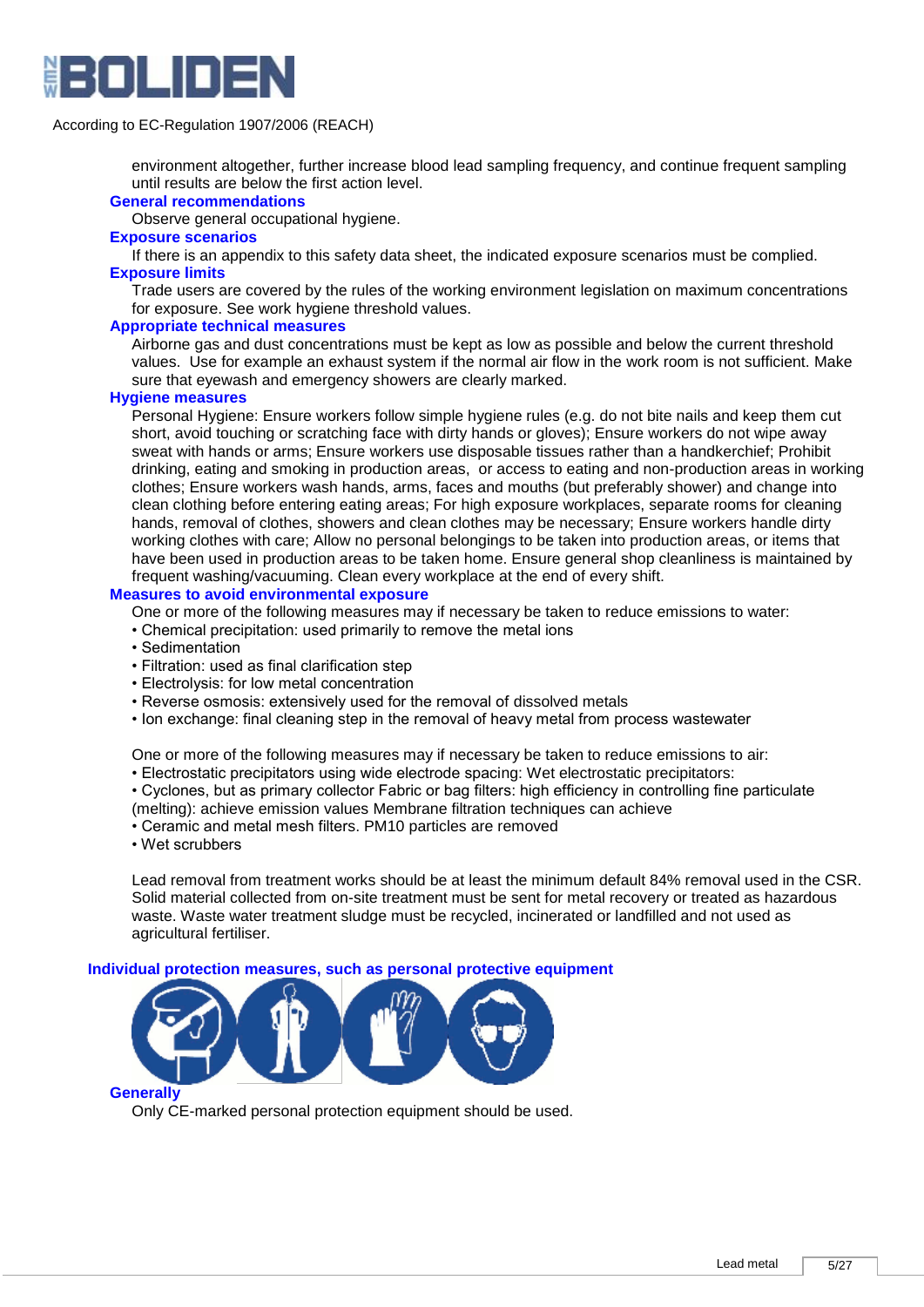environment altogether, further increase blood lead sampling frequency, and continue frequent sampling until results are below the first action level.

**General recommendations**

Observe general occupational hygiene.

**Exposure scenarios**

If there is an appendix to this safety data sheet, the indicated exposure scenarios must be complied.

**Exposure limits**

Trade users are covered by the rules of the working environment legislation on maximum concentrations for exposure. See work hygiene threshold values.

**Appropriate technical measures**

Airborne gas and dust concentrations must be kept as low as possible and below the current threshold values. Use for example an exhaust system if the normal air flow in the work room is not sufficient. Make sure that eyewash and emergency showers are clearly marked.

**Hygiene measures**

Personal Hygiene: Ensure workers follow simple hygiene rules (e.g. do not bite nails and keep them cut short, avoid touching or scratching face with dirty hands or gloves); Ensure workers do not wipe away sweat with hands or arms; Ensure workers use disposable tissues rather than a handkercheif; Prohibit drinking, eating and smoking in production areas, or access to eating and non-production areas in working clothes; Ensure workers wash hands, arms, faces and mouths (but preferably shower) and change into clean clothing before entering eating areas; For high exposure workplaces, separate rooms for cleaning hands, removal of clothes, showers and clean clothes may be necessary; Ensure workers handle dirty working clothes with care; Allow no personal belongings to be taken into production areas, or items that have been used in production areas to be taken home. Ensure general shop cleanliness is maintained by frequent washing/vacuuming. Clean every workplace at the end of every shift.

**Measures to avoid environmental exposure**

One or more of the following measures may if necessary be taken to reduce emissions to water:

- Chemical precipitation: used primarily to remove the metal ions
- Sedimentation
- Filtration: used as final clarification step
- Electrolysis: for low metal concentration
- Reverse osmosis: extensively used for the removal of dissolved metals
- Ion exchange: final cleaning step in the removal of heavy metal from process wastewater

One or more of the following measures may if necessary be taken to reduce emissions to air:

- Electrostatic precipitators using wide electrode spacing: Wet electrostatic precipitators:
- Cyclones, but as primary collector Fabric or bag filters: high efficiency in controlling fine particulate (melting): achieve emission values Membrane filtration techniques can achieve
- Ceramic and metal mesh filters. PM10 particles are removed
- Wet scrubbers

Lead removal from treatment works should be at least the minimum default 84% removal used in the CSR. Solid material collected from on-site treatment must be sent for metal recovery or treated as hazardous waste. Waste water treatment sludge must be recycled, incinerated or landfilled and not used as agricultural fertiliser.

**Individual protection measures, such as personal protective equipment**

**Generally**

Only CE-marked personal protection equipment should be used.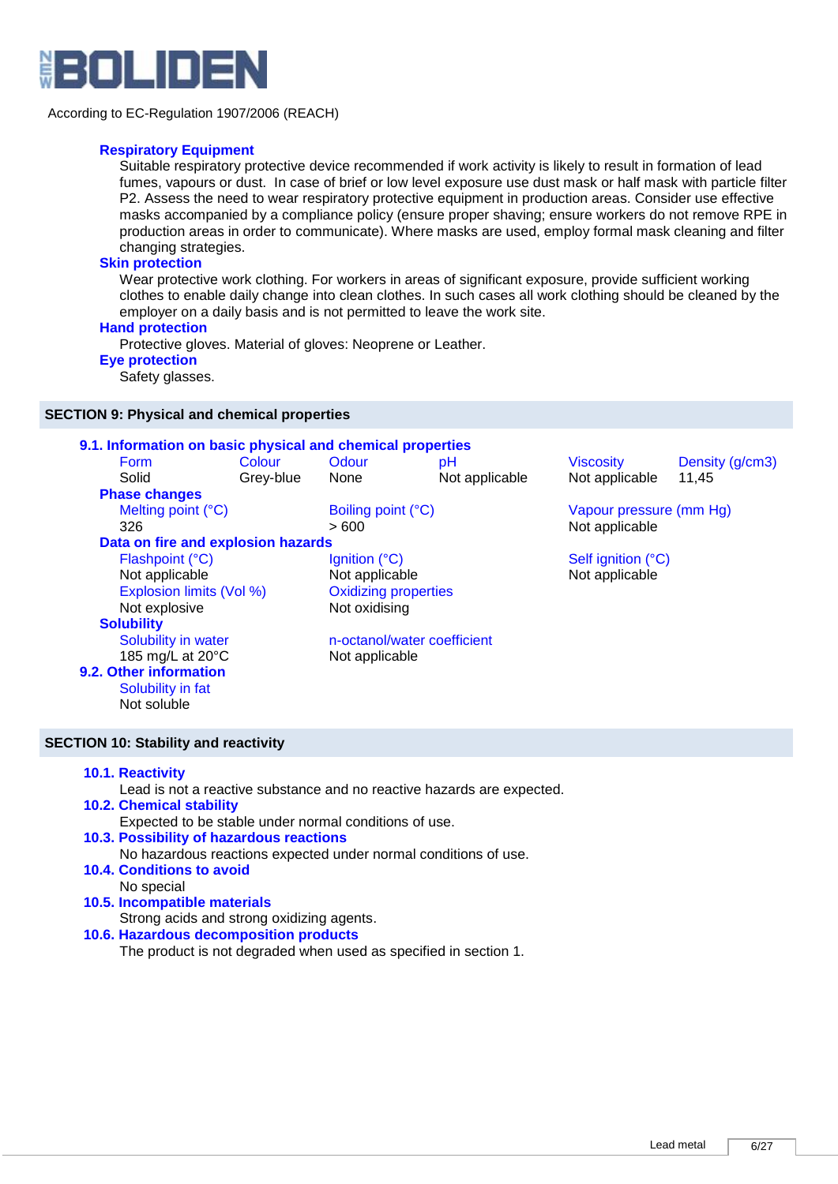According to EC-Regulation 1907/2006 (REACH)

**Respiratory Equipment**

Suitable respiratory protective device recommended if work activity is likely to result in formation of lead fumes, vapours or dust. In case of brief or low level exposure use dust mask or half mask with particle filter P2. Assess the need to wear respiratory protective equipment in production areas. Consider use effective masks accompanied by a compliance policy (ensure proper shaving; ensure workers do not remove RPE in production areas in order to communicate). Where masks are used, employ formal mask cleaning and filter changing strategies.

**Skin protection**

Wear protective work clothing. For workers in areas of significant exposure, provide sufficient working clothes to enable daily change into clean clothes. In such cases all work clothing should be cleaned by the employer on a daily basis and is not permitted to leave the work site.

**Hand protection**

Protective gloves. Material of gloves: Neoprene or Leather.

**Eye protection**

Safety glasses.

## SECTION 9: Physical and chemical properties

### 9.1. Information on basic physical and chemical properties

| Form | Colour | Odour | pH | Viscosity | Density (g/cm3) |
|---|---|---|---|---|---|
| Solid | Grey-blue | None | Not applicable | Not applicable | 11,45 |

**Phase changes**

| Melting point (°C) | Boiling point (°C) | Vapour pressure (mm Hg) |
|---|---|---|
| 326 | > 600 | Not applicable |

**Data on fire and explosion hazards**

| Flashpoint (°C) | Ignition (°C) | Self ignition (°C) |
|---|---|---|
| Not applicable | Not applicable | Not applicable |
| **Explosion limits (Vol %)** | **Oxidizing properties** | |
| Not explosive | Not oxidising | |

**Solubility**

| Solubility in water | n-octanol/water coefficient |
|---|---|
| 185 mg/L at 20°C | Not applicable |

### 9.2. Other information

Solubility in fat

Not soluble

## SECTION 10: Stability and reactivity

### 10.1. Reactivity

Lead is not a reactive substance and no reactive hazards are expected.

### 10.2. Chemical stability

Expected to be stable under normal conditions of use.

### 10.3. Possibility of hazardous reactions

No hazardous reactions expected under normal conditions of use.

### 10.4. Conditions to avoid

No special

### 10.5. Incompatible materials

Strong acids and strong oxidizing agents.

### 10.6. Hazardous decomposition products

The product is not degraded when used as specified in section 1.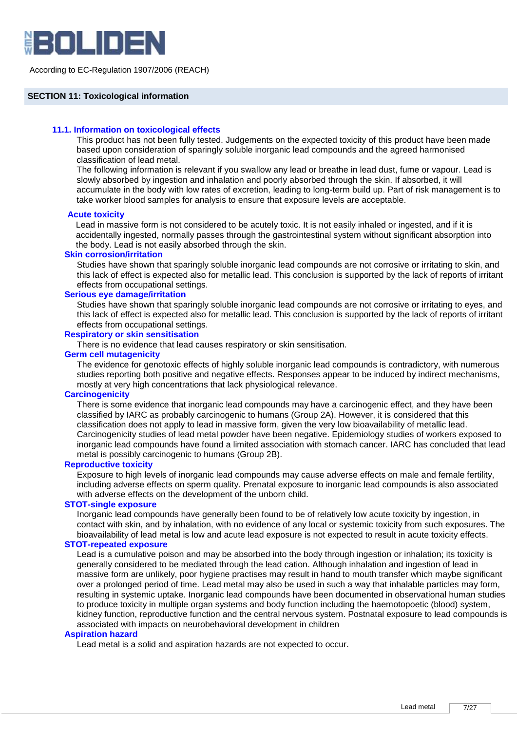According to EC-Regulation 1907/2006 (REACH)

## SECTION 11: Toxicological information

### 11.1. Information on toxicological effects

This product has not been fully tested. Judgements on the expected toxicity of this product have been made based upon consideration of sparingly soluble inorganic lead compounds and the agreed harmonised classification of lead metal.

The following information is relevant if you swallow any lead or breathe in lead dust, fume or vapour. Lead is slowly absorbed by ingestion and inhalation and poorly absorbed through the skin. If absorbed, it will accumulate in the body with low rates of excretion, leading to long-term build up. Part of risk management is to take worker blood samples for analysis to ensure that exposure levels are acceptable.

#### Acute toxicity

Lead in massive form is not considered to be acutely toxic. It is not easily inhaled or ingested, and if it is accidentally ingested, normally passes through the gastrointestinal system without significant absorption into the body. Lead is not easily absorbed through the skin.

#### Skin corrosion/irritation

Studies have shown that sparingly soluble inorganic lead compounds are not corrosive or irritating to skin, and this lack of effect is expected also for metallic lead. This conclusion is supported by the lack of reports of irritant effects from occupational settings.

#### Serious eye damage/irritation

Studies have shown that sparingly soluble inorganic lead compounds are not corrosive or irritating to eyes, and this lack of effect is expected also for metallic lead. This conclusion is supported by the lack of reports of irritant effects from occupational settings.

#### Respiratory or skin sensitisation

There is no evidence that lead causes respiratory or skin sensitisation.

#### Germ cell mutagenicity

The evidence for genotoxic effects of highly soluble inorganic lead compounds is contradictory, with numerous studies reporting both positive and negative effects. Responses appear to be induced by indirect mechanisms, mostly at very high concentrations that lack physiological relevance.

#### Carcinogenicity

There is some evidence that inorganic lead compounds may have a carcinogenic effect, and they have been classified by IARC as probably carcinogenic to humans (Group 2A). However, it is considered that this classification does not apply to lead in massive form, given the very low bioavailability of metallic lead. Carcinogenicity studies of lead metal powder have been negative. Epidemiology studies of workers exposed to inorganic lead compounds have found a limited association with stomach cancer. IARC has concluded that lead metal is possibly carcinogenic to humans (Group 2B).

#### Reproductive toxicity

Exposure to high levels of inorganic lead compounds may cause adverse effects on male and female fertility, including adverse effects on sperm quality. Prenatal exposure to inorganic lead compounds is also associated with adverse effects on the development of the unborn child.

#### STOT-single exposure

Inorganic lead compounds have generally been found to be of relatively low acute toxicity by ingestion, in contact with skin, and by inhalation, with no evidence of any local or systemic toxicity from such exposures. The bioavailability of lead metal is low and acute lead exposure is not expected to result in acute toxicity effects.

#### STOT-repeated exposure

Lead is a cumulative poison and may be absorbed into the body through ingestion or inhalation; its toxicity is generally considered to be mediated through the lead cation. Although inhalation and ingestion of lead in massive form are unlikely, poor hygiene practises may result in hand to mouth transfer which maybe significant over a prolonged period of time. Lead metal may also be used in such a way that inhalable particles may form, resulting in systemic uptake. Inorganic lead compounds have been documented in observational human studies to produce toxicity in multiple organ systems and body function including the haemotopoetic (blood) system, kidney function, reproductive function and the central nervous system. Postnatal exposure to lead compounds is associated with impacts on neurobehavioral development in children

#### Aspiration hazard

Lead metal is a solid and aspiration hazards are not expected to occur.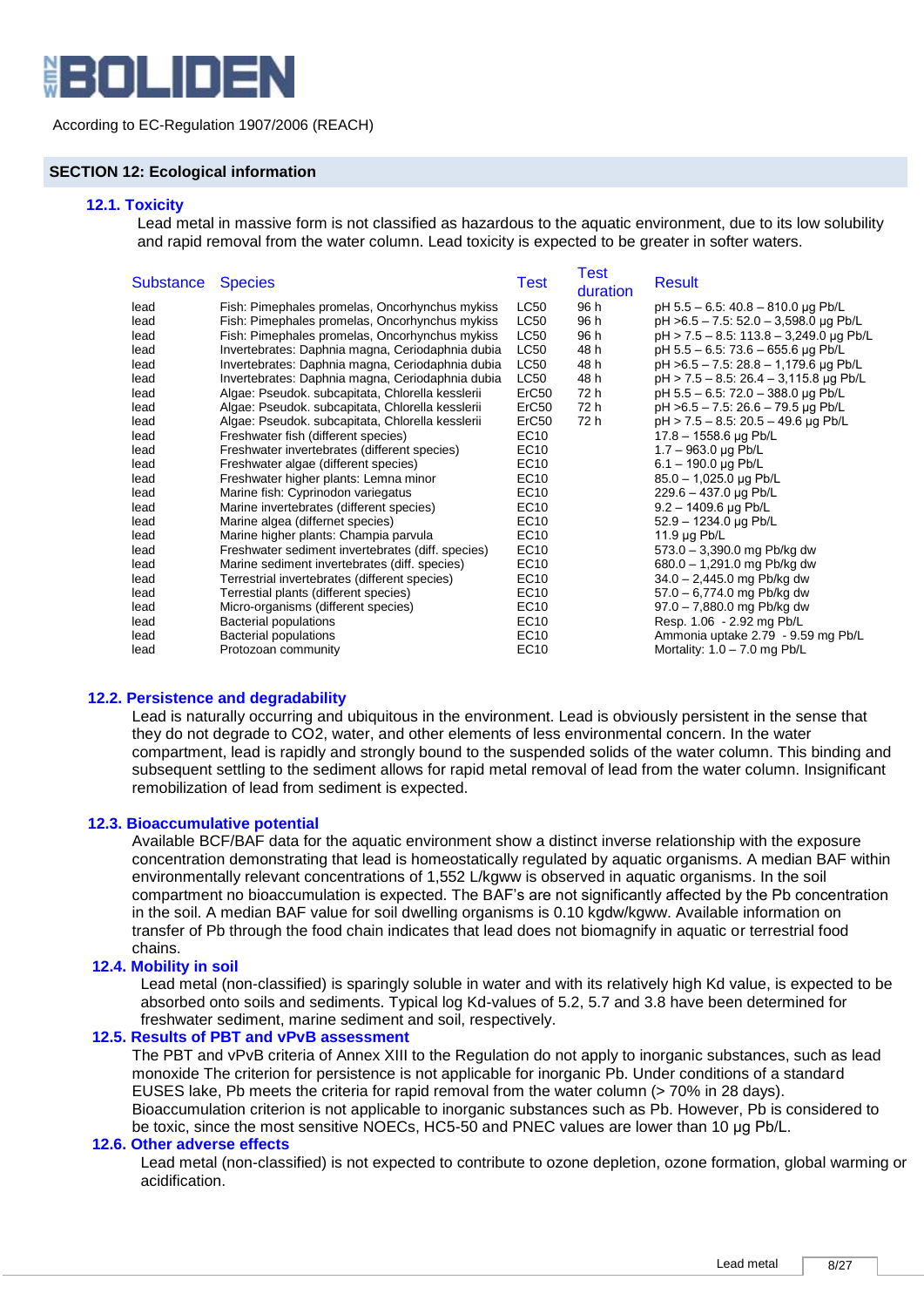According to EC-Regulation 1907/2006 (REACH)

## SECTION 12: Ecological information

### 12.1. Toxicity

Lead metal in massive form is not classified as hazardous to the aquatic environment, due to its low solubility and rapid removal from the water column. Lead toxicity is expected to be greater in softer waters.

| Substance | Species | Test | Test duration | Result |
|---|---|---|---|---|
| lead | Fish: Pimephales promelas, Oncorhynchus mykiss | LC50 | 96 h | pH 5.5 – 6.5: 40.8 – 810.0 µg Pb/L |
| lead | Fish: Pimephales promelas, Oncorhynchus mykiss | LC50 | 96 h | pH >6.5 – 7.5: 52.0 – 3,598.0 µg Pb/L |
| lead | Fish: Pimephales promelas, Oncorhynchus mykiss | LC50 | 96 h | pH > 7.5 – 8.5: 113.8 – 3,249.0 µg Pb/L |
| lead | Invertebrates: Daphnia magna, Ceriodaphnia dubia | LC50 | 48 h | pH 5.5 – 6.5: 73.6 – 655.6 µg Pb/L |
| lead | Invertebrates: Daphnia magna, Ceriodaphnia dubia | LC50 | 48 h | pH >6.5 – 7.5: 28.8 – 1,179.6 µg Pb/L |
| lead | Invertebrates: Daphnia magna, Ceriodaphnia dubia | LC50 | 48 h | pH > 7.5 – 8.5: 26.4 – 3,115.8 µg Pb/L |
| lead | Algae: Pseudok. subcapitata, Chlorella kessleri | ErC50 | 72 h | pH 5.5 – 6.5: 72.0 – 388.0 µg Pb/L |
| lead | Algae: Pseudok. subcapitata, Chlorella kessleri | ErC50 | 72 h | pH >6.5 – 7.5: 26.6 – 79.5 µg Pb/L |
| lead | Algae: Pseudok. subcapitata, Chlorella kessleri | ErC50 | 72 h | pH > 7.5 – 8.5: 20.5 – 49.6 µg Pb/L |
| lead | Freshwater fish (different species) | EC10 | | 17.8 – 1558.6 µg Pb/L |
| lead | Freshwater invertebrates (different species) | EC10 | | 1.7 – 963.0 µg Pb/L |
| lead | Freshwater algae (different species) | EC10 | | 6.1 – 190.0 µg Pb/L |
| lead | Freshwater higher plants: Lemna minor | EC10 | | 85.0 – 1,025.0 µg Pb/L |
| lead | Marine fish: Cyprinodon variegatus | EC10 | | 229.6 – 437.0 µg Pb/L |
| lead | Marine invertebrates (different species) | EC10 | | 9.2 – 1409.6 µg Pb/L |
| lead | Marine algea (differnet species) | EC10 | | 52.9 – 1234.0 µg Pb/L |
| lead | Marine higher plants: Champia parvula | EC10 | | 11.9 µg Pb/L |
| lead | Freshwater sediment invertebrates (diff. species) | EC10 | | 573.0 – 3,390.0 mg Pb/kg dw |
| lead | Marine sediment invertebrates (diff. species) | EC10 | | 680.0 – 1,291.0 mg Pb/kg dw |
| lead | Terrestrial invertebrates (different species) | EC10 | | 34.0 – 2,445.0 mg Pb/kg dw |
| lead | Terrestial plants (different species) | EC10 | | 57.0 – 6,774.0 mg Pb/kg dw |
| lead | Micro-organisms (different species) | EC10 | | 97.0 – 7,880.0 mg Pb/kg dw |
| lead | Bacterial populations | EC10 | | Resp. 1.06 - 2.92 mg Pb/L |
| lead | Bacterial populations | EC10 | | Ammonia uptake 2.79 - 9.59 mg Pb/L |
| lead | Protozoan community | EC10 | | Mortality: 1.0 – 7.0 mg Pb/L |

### 12.2. Persistence and degradability

Lead is naturally occurring and ubiquitous in the environment. Lead is obviously persistent in the sense that they do not degrade to CO2, water, and other elements of less environmental concern. In the water compartment, lead is rapidly and strongly bound to the suspended solids of the water column. This binding and subsequent settling to the sediment allows for rapid metal removal of lead from the water column. Insignificant remobilization of lead from sediment is expected.

### 12.3. Bioaccumulative potential

Available BCF/BAF data for the aquatic environment show a distinct inverse relationship with the exposure concentration demonstrating that lead is homeostatically regulated by aquatic organisms. A median BAF within environmentally relevant concentrations of 1,552 L/kgww is observed in aquatic organisms. In the soil compartment no bioaccumulation is expected. The BAF's are not significantly affected by the Pb concentration in the soil. A median BAF value for soil dwelling organisms is 0.10 kgdw/kgww. Available information on transfer of Pb through the food chain indicates that lead does not biomagnify in aquatic or terrestrial food chains.

### 12.4. Mobility in soil

Lead metal (non-classified) is sparingly soluble in water and with its relatively high Kd value, is expected to be absorbed onto soils and sediments. Typical log Kd-values of 5.2, 5.7 and 3.8 have been determined for freshwater sediment, marine sediment and soil, respectively.

### 12.5. Results of PBT and vPvB assessment

The PBT and vPvB criteria of Annex XIII to the Regulation do not apply to inorganic substances, such as lead monoxide The criterion for persistence is not applicable for inorganic Pb. Under conditions of a standard EUSES lake, Pb meets the criteria for rapid removal from the water column (> 70% in 28 days). Bioaccumulation criterion is not applicable to inorganic substances such as Pb. However, Pb is considered to be toxic, since the most sensitive NOECs, HC5-50 and PNEC values are lower than 10 µg Pb/L.

### 12.6. Other adverse effects

Lead metal (non-classified) is not expected to contribute to ozone depletion, ozone formation, global warming or acidification.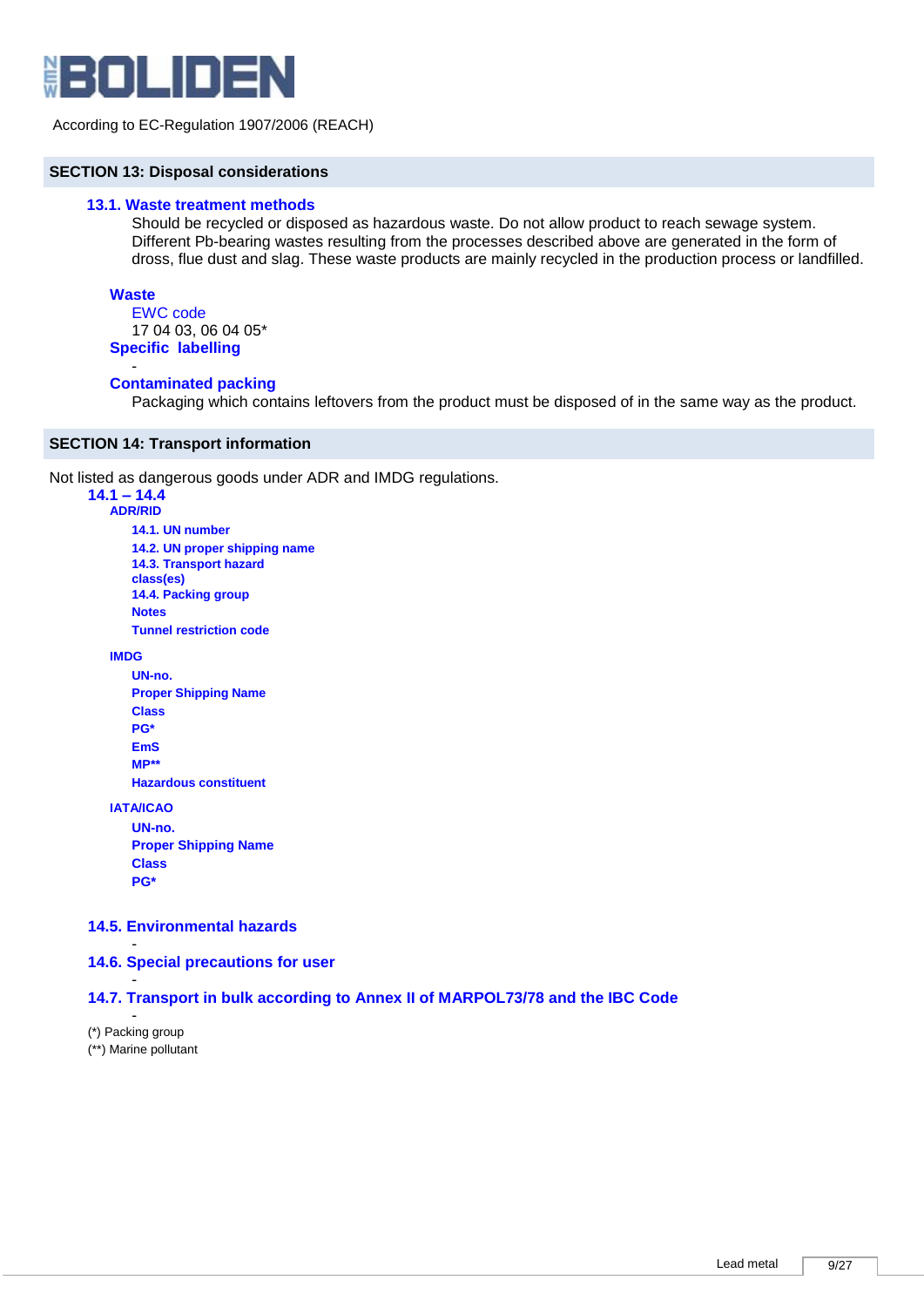According to EC-Regulation 1907/2006 (REACH)

## SECTION 13: Disposal considerations

### 13.1. Waste treatment methods

Should be recycled or disposed as hazardous waste. Do not allow product to reach sewage system. Different Pb-bearing wastes resulting from the processes described above are generated in the form of dross, flue dust and slag. These waste products are mainly recycled in the production process or landfilled.

**Waste**

EWC code

17 04 03, 06 04 05*

**Specific labelling**

-

**Contaminated packing**

Packaging which contains leftovers from the product must be disposed of in the same way as the product.

## SECTION 14: Transport information

Not listed as dangerous goods under ADR and IMDG regulations.

### 14.1 – 14.4

**ADR/RID**

- **14.1. UN number**
- **14.2. UN proper shipping name**
- **14.3. Transport hazard class(es)**
- **14.4. Packing group**
- **Notes**
- **Tunnel restriction code**

**IMDG**

- **UN-no.**
- **Proper Shipping Name**
- **Class**
- **PG***
- **EmS**
- **MP****
- **Hazardous constituent**

**IATA/ICAO**

- **UN-no.**
- **Proper Shipping Name**
- **Class**
- **PG***

### 14.5. Environmental hazards

-

### 14.6. Special precautions for user

-

### 14.7. Transport in bulk according to Annex II of MARPOL73/78 and the IBC Code

-

(*) Packing group

(**) Marine pollutant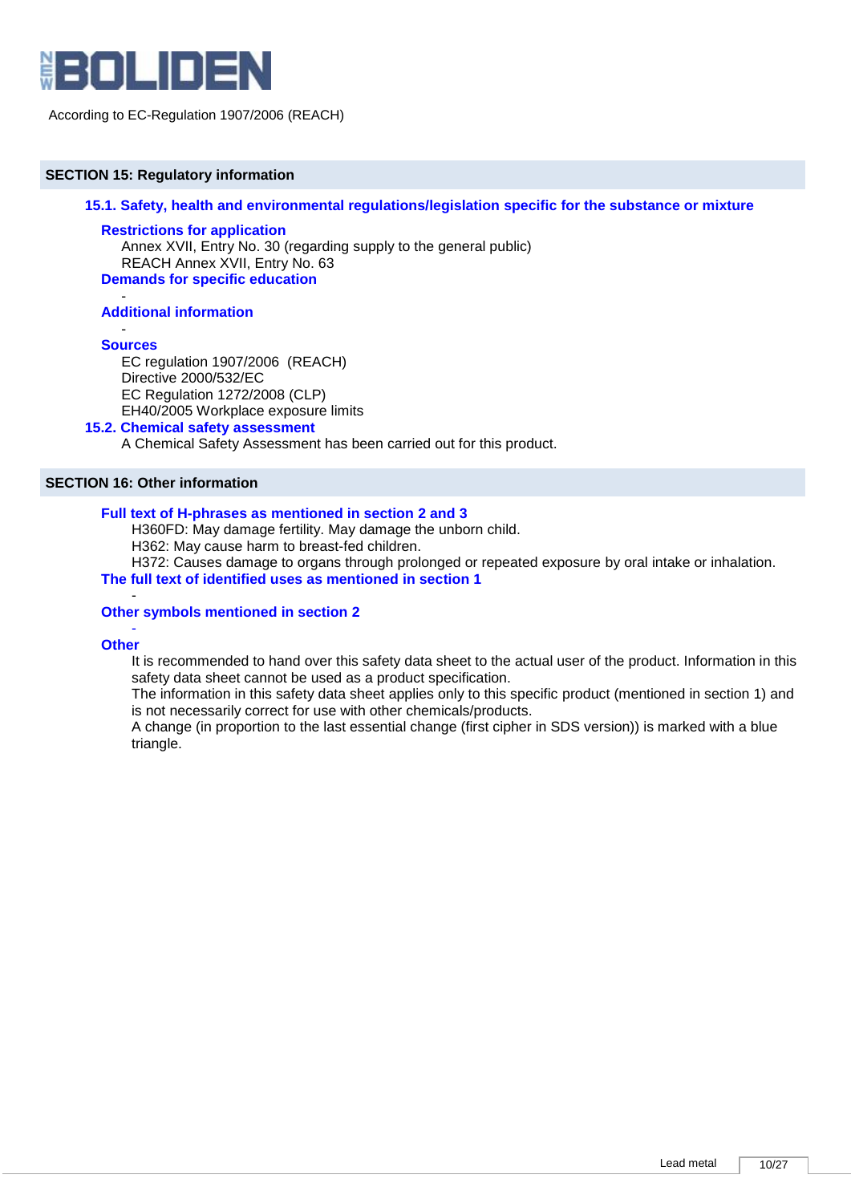According to EC-Regulation 1907/2006 (REACH)

## SECTION 15: Regulatory information

### 15.1. Safety, health and environmental regulations/legislation specific for the substance or mixture

**Restrictions for application**

Annex XVII, Entry No. 30 (regarding supply to the general public)
REACH Annex XVII, Entry No. 63

**Demands for specific education**

-

**Additional information**

-

**Sources**

EC regulation 1907/2006 (REACH)
Directive 2000/532/EC
EC Regulation 1272/2008 (CLP)
EH40/2005 Workplace exposure limits

### 15.2. Chemical safety assessment

A Chemical Safety Assessment has been carried out for this product.

## SECTION 16: Other information

**Full text of H-phrases as mentioned in section 2 and 3**

H360FD: May damage fertility. May damage the unborn child.
H362: May cause harm to breast-fed children.
H372: Causes damage to organs through prolonged or repeated exposure by oral intake or inhalation.

**The full text of identified uses as mentioned in section 1**

-

**Other symbols mentioned in section 2**

-

**Other**

It is recommended to hand over this safety data sheet to the actual user of the product. Information in this safety data sheet cannot be used as a product specification.
The information in this safety data sheet applies only to this specific product (mentioned in section 1) and is not necessarily correct for use with other chemicals/products.
A change (in proportion to the last essential change (first cipher in SDS version)) is marked with a blue triangle.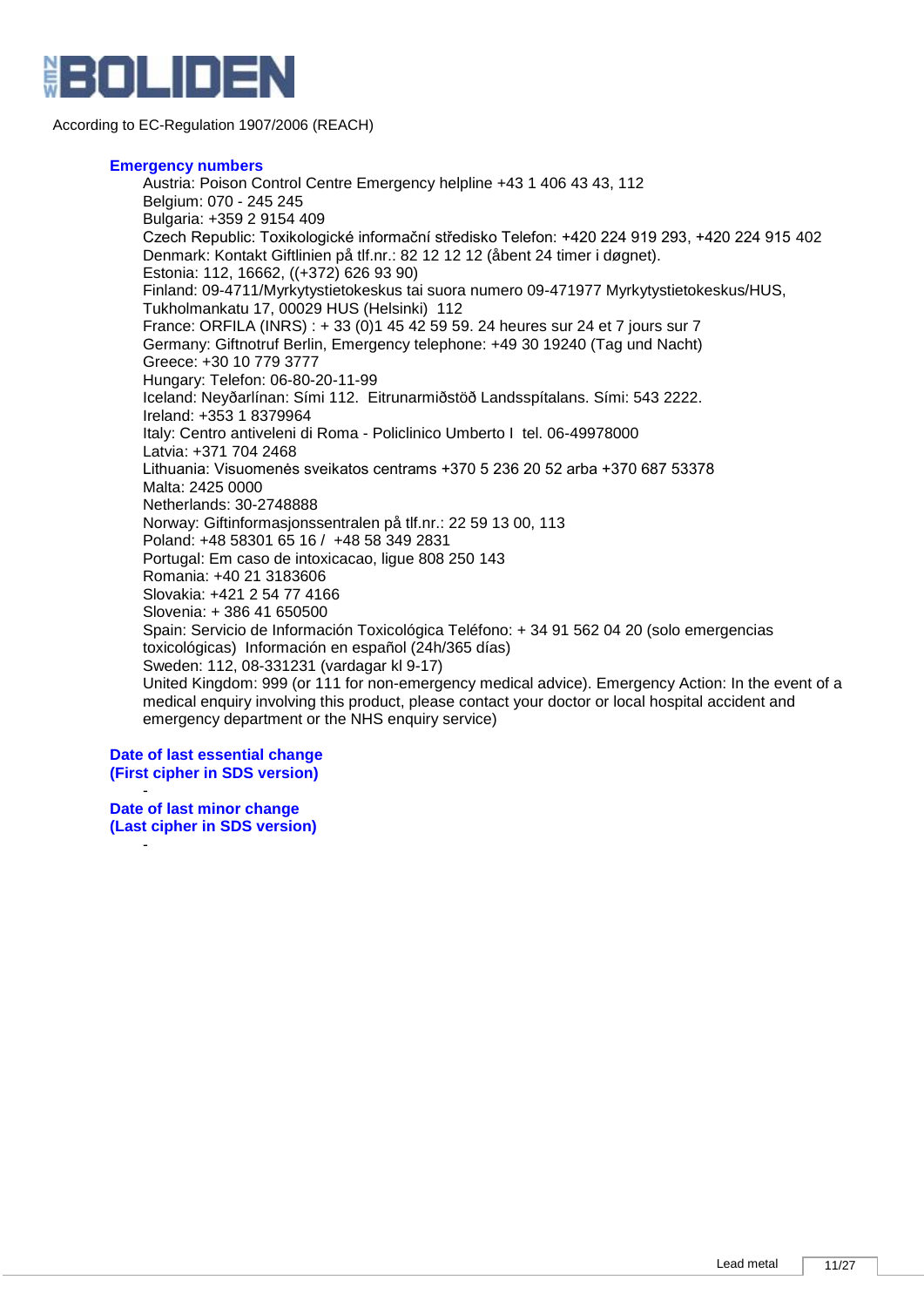According to EC-Regulation 1907/2006 (REACH)

**Emergency numbers**

Austria: Poison Control Centre Emergency helpline +43 1 406 43 43, 112
Belgium: 070 - 245 245
Bulgaria: +359 2 9154 409
Czech Republic: Toxikologické informační středisko Telefon: +420 224 919 293, +420 224 915 402
Denmark: Kontakt Giftlinien på tlf.nr.: 82 12 12 12 (åbent 24 timer i døgnet).
Estonia: 112, 16662, ((+372) 626 93 90)
Finland: 09-4711/Myrkytystietokeskus tai suora numero 09-471977 Myrkytystietokeskus/HUS, Tukholmankatu 17, 00029 HUS (Helsinki) 112
France: ORFILA (INRS) : + 33 (0)1 45 42 59 59. 24 heures sur 24 et 7 jours sur 7
Germany: Giftnotruf Berlin, Emergency telephone: +49 30 19240 (Tag und Nacht)
Greece: +30 10 779 3777
Hungary: Telefon: 06-80-20-11-99
Iceland: Neyðarlínan: Sími 112. Eitrunarmiðstöð Landsspítalans. Sími: 543 2222.
Ireland: +353 1 8379964
Italy: Centro antiveleni di Roma - Policlinico Umberto I tel. 06-49978000
Latvia: +371 704 2468
Lithuania: Visuomenės sveikatos centrams +370 5 236 20 52 arba +370 687 53378
Malta: 2425 0000
Netherlands: 30-2748888
Norway: Giftinformasjonssentralen på tlf.nr.: 22 59 13 00, 113
Poland: +48 58301 65 16 / +48 58 349 2831
Portugal: Em caso de intoxicacao, ligue 808 250 143
Romania: +40 21 3183606
Slovakia: +421 2 54 77 4166
Slovenia: + 386 41 650500
Spain: Servicio de Información Toxicológica Teléfono: + 34 91 562 04 20 (solo emergencias toxicológicas) Información en español (24h/365 días)
Sweden: 112, 08-331231 (vardagar kl 9-17)
United Kingdom: 999 (or 111 for non-emergency medical advice). Emergency Action: In the event of a medical enquiry involving this product, please contact your doctor or local hospital accident and emergency department or the NHS enquiry service)

**Date of last essential change**
**(First cipher in SDS version)**

-

**Date of last minor change**
**(Last cipher in SDS version)**

-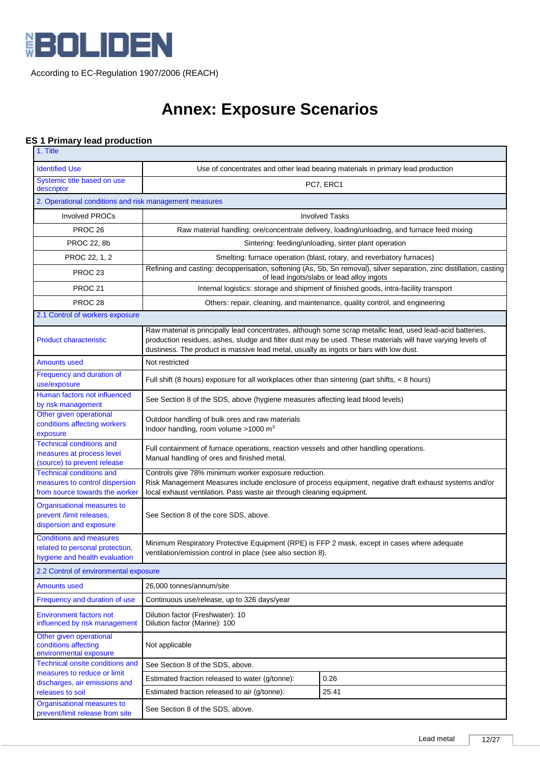According to EC-Regulation 1907/2006 (REACH)

# Annex: Exposure Scenarios

## ES 1 Primary lead production

| 1. Title | | |
|---|---|---|
| Identified Use | Use of concentrates and other lead bearing materials in primary lead production | |
| Systemic title based on use descriptor | PC7, ERC1 | |
| 2. Operational conditions and risk management measures | | |
| Involved PROCs | Involved Tasks | |
| PROC 26 | Raw material handling: ore/concentrate delivery, loading/unloading, and furnace feed mixing | |
| PROC 22, 8b | Sintering: feeding/unloading, sinter plant operation | |
| PROC 22, 1, 2 | Smelting: furnace operation (blast, rotary, and reverbatory furnaces) | |
| PROC 23 | Refining and casting: decopperisation, softening (As, Sb, Sn removal), silver separation, zinc distillation, casting of lead ingots/slabs or lead alloy ingots | |
| PROC 21 | Internal logistics: storage and shipment of finished goods, intra-facility transport | |
| PROC 28 | Others: repair, cleaning, and maintenance, quality control, and engineering | |
| 2.1 Control of workers exposure | | |
| Product characteristic | Raw material is principally lead concentrates, although some scrap metallic lead, used lead-acid batteries, production residues, ashes, sludge and filter dust may be used. These materials will have varying levels of dustiness. The product is massive lead metal, usually as ingots or bars with low dust. | |
| Amounts used | Not restricted | |
| Frequency and duration of use/exposure | Full shift (8 hours) exposure for all workplaces other than sintering (part shifts, < 8 hours) | |
| Human factors not influenced by risk management | See Section 8 of the SDS, above (hygiene measures affecting lead blood levels) | |
| Other given operational conditions affecting workers exposure | Outdoor handling of bulk ores and raw materials<br>Indoor handling, room volume >1000 $m^3$ | |
| Technical conditions and measures at process level (source) to prevent release | Full containment of furnace operations, reaction vessels and other handling operations.<br>Manual handling of ores and finished metal. | |
| Technical conditions and measures to control dispersion from source towards the worker | Controls give 78% minimum worker exposure reduction.<br>Risk Management Measures include enclosure of process equipment, negative draft exhaust systems and/or local exhaust ventilation. Pass waste air through cleaning equipment. | |
| Organisational measures to prevent /limit releases, dispersion and exposure | See Section 8 of the core SDS, above. | |
| Conditions and measures related to personal protection, hygiene and health evaluation | Minimum Respiratory Protective Equipment (RPE) is FFP 2 mask, except in cases where adequate ventilation/emission control in place (see also section 8). | |
| 2.2 Control of environmental exposure | | |
| Amounts used | 26,000 tonnes/annum/site | |
| Frequency and duration of use | Continuous use/release, up to 326 days/year | |
| Environment factors not influenced by risk management | Dilution factor (Freshwater): 10<br>Dilution factor (Marine): 100 | |
| Other given operational conditions affecting environmental exposure | Not applicable | |
| Technical onsite conditions and measures to reduce or limit discharges, air emissions and releases to soil | See Section 8 of the SDS, above. | |
| | Estimated fraction released to water (g/tonne): | 0.26 |
| | Estimated fraction released to air (g/tonne): | 25.41 |
| Organisational measures to prevent/limit release from site | See Section 8 of the SDS, above. | |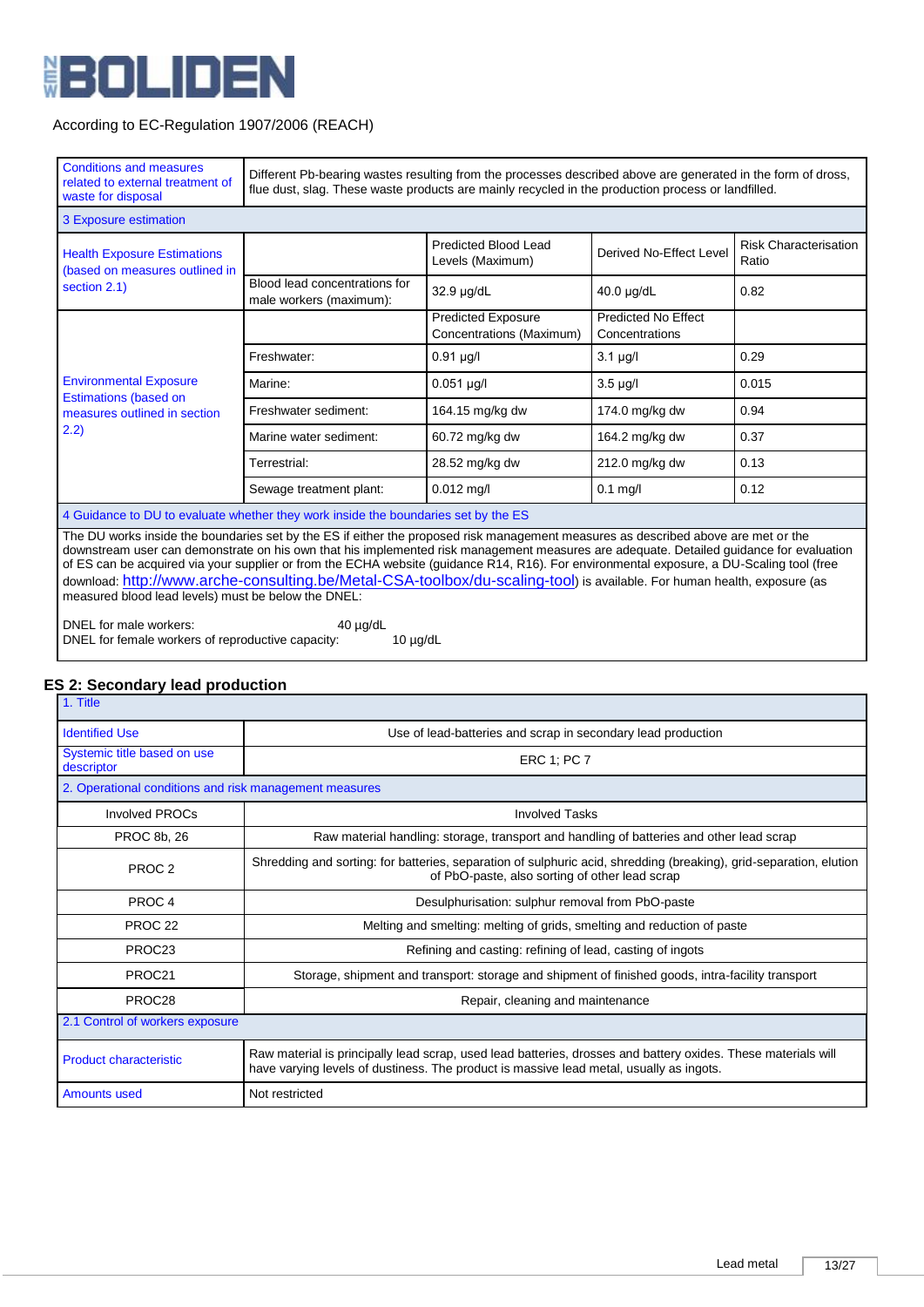According to EC-Regulation 1907/2006 (REACH)

| | | | | |
|---|---|---|---|---|
| Conditions and measures related to external treatment of waste for disposal | Different Pb-bearing wastes resulting from the processes described above are generated in the form of dross, flue dust, slag. These waste products are mainly recycled in the production process or landfilled. | | | |
| 3 Exposure estimation | | | | |
| Health Exposure Estimations (based on measures outlined in section 2.1) | | Predicted Blood Lead Levels (Maximum) | Derived No-Effect Level | Risk Characterisation Ratio |
| | Blood lead concentrations for male workers (maximum): | 32.9 µg/dL | 40.0 µg/dL | 0.82 |
| Environmental Exposure Estimations (based on measures outlined in section 2.2) | | Predicted Exposure Concentrations (Maximum) | Predicted No Effect Concentrations | |
| | Freshwater: | 0.91 µg/l | 3.1 µg/l | 0.29 |
| | Marine: | 0.051 µg/l | 3.5 µg/l | 0.015 |
| | Freshwater sediment: | 164.15 mg/kg dw | 174.0 mg/kg dw | 0.94 |
| | Marine water sediment: | 60.72 mg/kg dw | 164.2 mg/kg dw | 0.37 |
| | Terrestrial: | 28.52 mg/kg dw | 212.0 mg/kg dw | 0.13 |
| | Sewage treatment plant: | 0.012 mg/l | 0.1 mg/l | 0.12 |

**4 Guidance to DU to evaluate whether they work inside the boundaries set by the ES**

The DU works inside the boundaries set by the ES if either the proposed risk management measures as described above are met or the downstream user can demonstrate on his own that his implemented risk management measures are adequate. Detailed guidance for evaluation of ES can be acquired via your supplier or from the ECHA website (guidance R14, R16). For environmental exposure, a DU-Scaling tool (free download: http://www.arche-consulting.be/Metal-CSA-toolbox/du-scaling-tool) is available. For human health, exposure (as measured blood lead levels) must be below the DNEL:

DNEL for male workers: 40 µg/dL
DNEL for female workers of reproductive capacity: 10 µg/dL

## ES 2: Secondary lead production

| 1. Title | |
|---|---|
| Identified Use | Use of lead-batteries and scrap in secondary lead production |
| Systemic title based on use descriptor | ERC 1; PC 7 |
| **2. Operational conditions and risk management measures** | |
| Involved PROCs | Involved Tasks |
| PROC 8b, 26 | Raw material handling: storage, transport and handling of batteries and other lead scrap |
| PROC 2 | Shredding and sorting: for batteries, separation of sulphuric acid, shredding (breaking), grid-separation, elution of PbO-paste, also sorting of other lead scrap |
| PROC 4 | Desulphurisation: sulphur removal from PbO-paste |
| PROC 22 | Melting and smelting: melting of grids, smelting and reduction of paste |
| PROC23 | Refining and casting: refining of lead, casting of ingots |
| PROC21 | Storage, shipment and transport: storage and shipment of finished goods, intra-facility transport |
| PROC28 | Repair, cleaning and maintenance |
| **2.1 Control of workers exposure** | |
| Product characteristic | Raw material is principally lead scrap, used lead batteries, drosses and battery oxides. These materials will have varying levels of dustiness. The product is massive lead metal, usually as ingots. |
| Amounts used | Not restricted |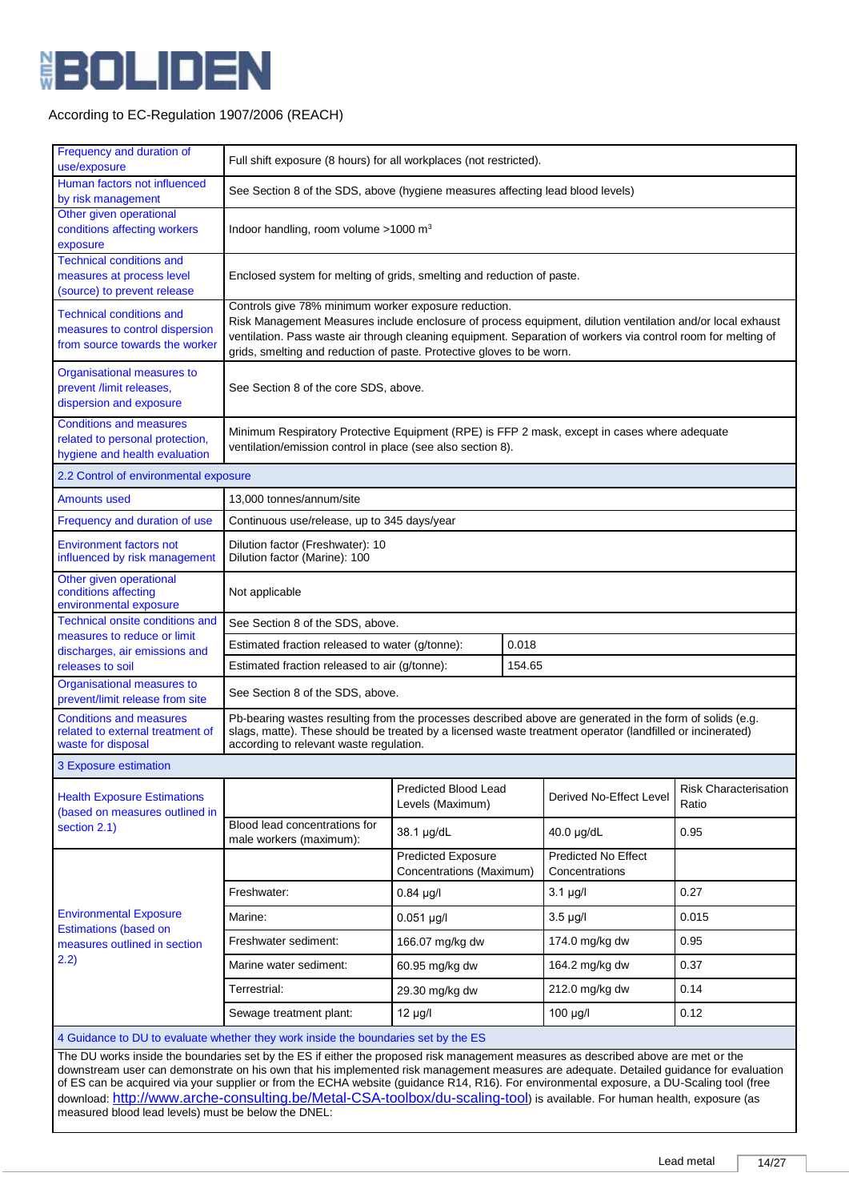According to EC-Regulation 1907/2006 (REACH)

| | |
|---|---|
| Frequency and duration of use/exposure | Full shift exposure (8 hours) for all workplaces (not restricted). |
| Human factors not influenced by risk management | See Section 8 of the SDS, above (hygiene measures affecting lead blood levels) |
| Other given operational conditions affecting workers exposure | Indoor handling, room volume >1000 m³ |
| Technical conditions and measures at process level (source) to prevent release | Enclosed system for melting of grids, smelting and reduction of paste. |
| Technical conditions and measures to control dispersion from source towards the worker | Controls give 78% minimum worker exposure reduction. Risk Management Measures include enclosure of process equipment, dilution ventilation and/or local exhaust ventilation. Pass waste air through cleaning equipment. Separation of workers via control room for melting of grids, smelting and reduction of paste. Protective gloves to be worn. |
| Organisational measures to prevent /limit releases, dispersion and exposure | See Section 8 of the core SDS, above. |
| Conditions and measures related to personal protection, hygiene and health evaluation | Minimum Respiratory Protective Equipment (RPE) is FFP 2 mask, except in cases where adequate ventilation/emission control in place (see also section 8). |

## 2.2 Control of environmental exposure

| | | |
|---|---|---|
| Amounts used | 13,000 tonnes/annum/site | |
| Frequency and duration of use | Continuous use/release, up to 345 days/year | |
| Environment factors not influenced by risk management | Dilution factor (Freshwater): 10<br>Dilution factor (Marine): 100 | |
| Other given operational conditions affecting environmental exposure | Not applicable | |
| Technical onsite conditions and measures to reduce or limit discharges, air emissions and releases to soil | See Section 8 of the SDS, above. | |
| | Estimated fraction released to water (g/tonne): | 0.018 |
| | Estimated fraction released to air (g/tonne): | 154.65 |
| Organisational measures to prevent/limit release from site | See Section 8 of the SDS, above. | |
| Conditions and measures related to external treatment of waste for disposal | Pb-bearing wastes resulting from the processes described above are generated in the form of solids (e.g. slags, matte). These should be treated by a licensed waste treatment operator (landfilled or incinerated) according to relevant waste regulation. | |

## 3 Exposure estimation

| | | | | |
|---|---|---|---|---|
| Health Exposure Estimations (based on measures outlined in section 2.1) | | Predicted Blood Lead Levels (Maximum) | Derived No-Effect Level | Risk Characterisation Ratio |
| | Blood lead concentrations for male workers (maximum): | 38.1 µg/dL | 40.0 µg/dL | 0.95 |
| Environmental Exposure Estimations (based on measures outlined in section 2.2) | | Predicted Exposure Concentrations (Maximum) | Predicted No Effect Concentrations | |
| | Freshwater: | 0.84 µg/l | 3.1 µg/l | 0.27 |
| | Marine: | 0.051 µg/l | 3.5 µg/l | 0.015 |
| | Freshwater sediment: | 166.07 mg/kg dw | 174.0 mg/kg dw | 0.95 |
| | Marine water sediment: | 60.95 mg/kg dw | 164.2 mg/kg dw | 0.37 |
| | Terrestrial: | 29.30 mg/kg dw | 212.0 mg/kg dw | 0.14 |
| | Sewage treatment plant: | 12 µg/l | 100 µg/l | 0.12 |

## 4 Guidance to DU to evaluate whether they work inside the boundaries set by the ES

The DU works inside the boundaries set by the ES if either the proposed risk management measures as described above are met or the downstream user can demonstrate on his own that his implemented risk management measures are adequate. Detailed guidance for evaluation of ES can be acquired via your supplier or from the ECHA website (guidance R14, R16). For environmental exposure, a DU-Scaling tool (free download: http://www.arche-consulting.be/Metal-CSA-toolbox/du-scaling-tool) is available. For human health, exposure (as measured blood lead levels) must be below the DNEL: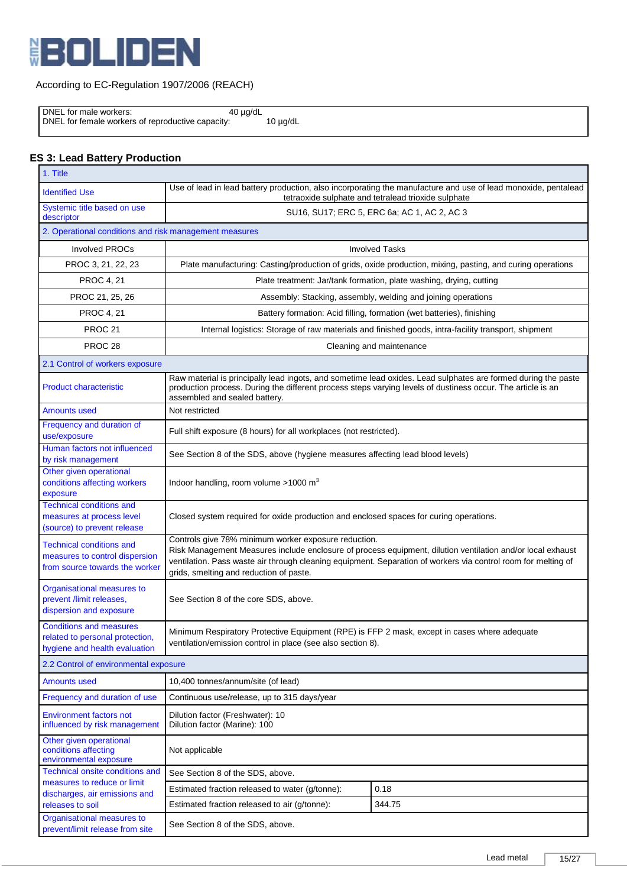According to EC-Regulation 1907/2006 (REACH)

| | |
|---|---|
| DNEL for male workers: | 40 µg/dL |
| DNEL for female workers of reproductive capacity: | 10 µg/dL |

## ES 3: Lead Battery Production

| 1. Title | | |
|---|---|---|
| Identified Use | Use of lead in lead battery production, also incorporating the manufacture and use of lead monoxide, pentalead tetraoxide sulphate and tetralead trioxide sulphate | |
| Systemic title based on use descriptor | SU16, SU17; ERC 5, ERC 6a; AC 1, AC 2, AC 3 | |
| **2. Operational conditions and risk management measures** | | |
| Involved PROCs | Involved Tasks | |
| PROC 3, 21, 22, 23 | Plate manufacturing: Casting/production of grids, oxide production, mixing, pasting, and curing operations | |
| PROC 4, 21 | Plate treatment: Jar/tank formation, plate washing, drying, cutting | |
| PROC 21, 25, 26 | Assembly: Stacking, assembly, welding and joining operations | |
| PROC 4, 21 | Battery formation: Acid filling, formation (wet batteries), finishing | |
| PROC 21 | Internal logistics: Storage of raw materials and finished goods, intra-facility transport, shipment | |
| PROC 28 | Cleaning and maintenance | |
| **2.1 Control of workers exposure** | | |
| Product characteristic | Raw material is principally lead ingots, and sometime lead oxides. Lead sulphates are formed during the paste production process. During the different process steps varying levels of dustiness occur. The article is an assembled and sealed battery. | |
| Amounts used | Not restricted | |
| Frequency and duration of use/exposure | Full shift exposure (8 hours) for all workplaces (not restricted). | |
| Human factors not influenced by risk management | See Section 8 of the SDS, above (hygiene measures affecting lead blood levels) | |
| Other given operational conditions affecting workers exposure | Indoor handling, room volume >1000 $m^3$ | |
| Technical conditions and measures at process level (source) to prevent release | Closed system required for oxide production and enclosed spaces for curing operations. | |
| Technical conditions and measures to control dispersion from source towards the worker | Controls give 78% minimum worker exposure reduction. Risk Management Measures include enclosure of process equipment, dilution ventilation and/or local exhaust ventilation. Pass waste air through cleaning equipment. Separation of workers via control room for melting of grids, smelting and reduction of paste. | |
| Organisational measures to prevent /limit releases, dispersion and exposure | See Section 8 of the core SDS, above. | |
| Conditions and measures related to personal protection, hygiene and health evaluation | Minimum Respiratory Protective Equipment (RPE) is FFP 2 mask, except in cases where adequate ventilation/emission control in place (see also section 8). | |
| **2.2 Control of environmental exposure** | | |
| Amounts used | 10,400 tonnes/annum/site (of lead) | |
| Frequency and duration of use | Continuous use/release, up to 315 days/year | |
| Environment factors not influenced by risk management | Dilution factor (Freshwater): 10<br>Dilution factor (Marine): 100 | |
| Other given operational conditions affecting environmental exposure | Not applicable | |
| Technical onsite conditions and measures to reduce or limit discharges, air emissions and releases to soil | See Section 8 of the SDS, above. | |
| | Estimated fraction released to water (g/tonne): | 0.18 |
| | Estimated fraction released to air (g/tonne): | 344.75 |
| Organisational measures to prevent/limit release from site | See Section 8 of the SDS, above. | |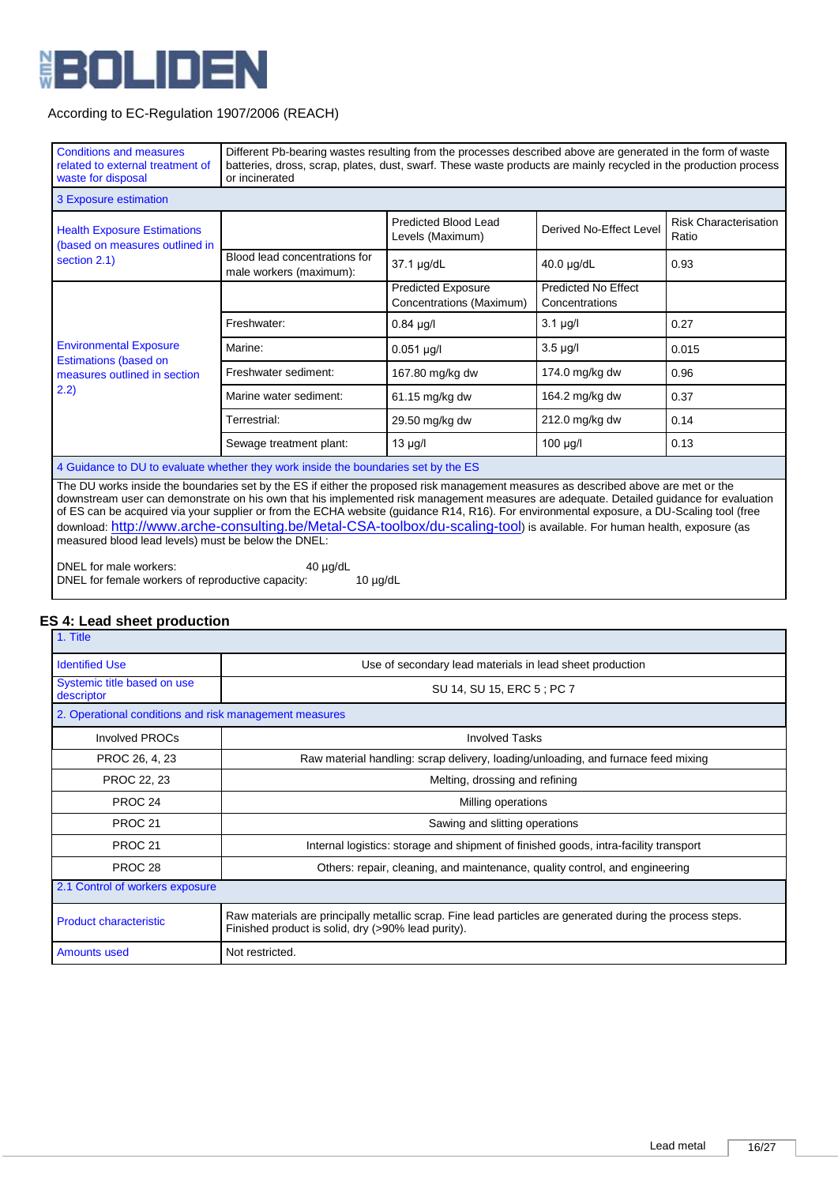According to EC-Regulation 1907/2006 (REACH)

| Conditions and measures related to external treatment of waste for disposal | Different Pb-bearing wastes resulting from the processes described above are generated in the form of waste batteries, dross, scrap, plates, dust, swarf. These waste products are mainly recycled in the production process or incinerated | | | |
|---|---|---|---|---|
| **3 Exposure estimation** | | | | |
| Health Exposure Estimations (based on measures outlined in section 2.1) | | Predicted Blood Lead Levels (Maximum) | Derived No-Effect Level | Risk Characterisation Ratio |
| | Blood lead concentrations for male workers (maximum): | 37.1 µg/dL | 40.0 µg/dL | 0.93 |
| Environmental Exposure Estimations (based on measures outlined in section 2.2) | | Predicted Exposure Concentrations (Maximum) | Predicted No Effect Concentrations | |
| | Freshwater: | 0.84 µg/l | 3.1 µg/l | 0.27 |
| | Marine: | 0.051 µg/l | 3.5 µg/l | 0.015 |
| | Freshwater sediment: | 167.80 mg/kg dw | 174.0 mg/kg dw | 0.96 |
| | Marine water sediment: | 61.15 mg/kg dw | 164.2 mg/kg dw | 0.37 |
| | Terrestrial: | 29.50 mg/kg dw | 212.0 mg/kg dw | 0.14 |
| | Sewage treatment plant: | 13 µg/l | 100 µg/l | 0.13 |
| **4 Guidance to DU to evaluate whether they work inside the boundaries set by the ES** | | | | |

The DU works inside the boundaries set by the ES if either the proposed risk management measures as described above are met or the downstream user can demonstrate on his own that his implemented risk management measures are adequate. Detailed guidance for evaluation of ES can be acquired via your supplier or from the ECHA website (guidance R14, R16). For environmental exposure, a DU-Scaling tool (free download: http://www.arche-consulting.be/Metal-CSA-toolbox/du-scaling-tool) is available. For human health, exposure (as measured blood lead levels) must be below the DNEL:

DNEL for male workers: 40 µg/dL
DNEL for female workers of reproductive capacity: 10 µg/dL

## ES 4: Lead sheet production

| 1. Title | |
|---|---|
| Identified Use | Use of secondary lead materials in lead sheet production |
| Systemic title based on use descriptor | SU 14, SU 15, ERC 5 ; PC 7 |
| **2. Operational conditions and risk management measures** | |
| Involved PROCs | Involved Tasks |
| PROC 26, 4, 23 | Raw material handling: scrap delivery, loading/unloading, and furnace feed mixing |
| PROC 22, 23 | Melting, drossing and refining |
| PROC 24 | Milling operations |
| PROC 21 | Sawing and slitting operations |
| PROC 21 | Internal logistics: storage and shipment of finished goods, intra-facility transport |
| PROC 28 | Others: repair, cleaning, and maintenance, quality control, and engineering |
| **2.1 Control of workers exposure** | |
| Product characteristic | Raw materials are principally metallic scrap. Fine lead particles are generated during the process steps. Finished product is solid, dry (>90% lead purity). |
| Amounts used | Not restricted. |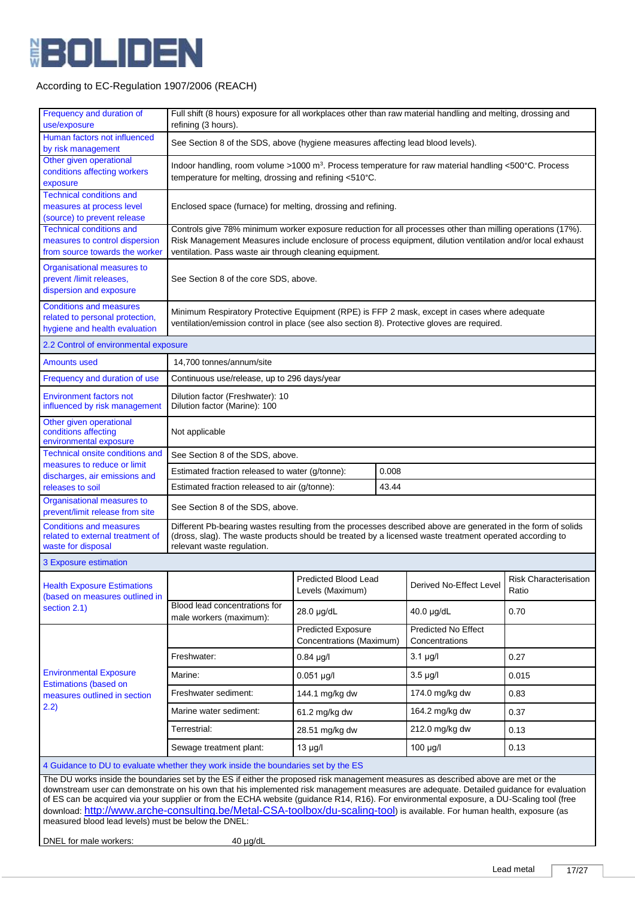According to EC-Regulation 1907/2006 (REACH)

| | |
|---|---|
| Frequency and duration of use/exposure | Full shift (8 hours) exposure for all workplaces other than raw material handling and melting, drossing and refining (3 hours). |
| Human factors not influenced by risk management | See Section 8 of the SDS, above (hygiene measures affecting lead blood levels). |
| Other given operational conditions affecting workers exposure | Indoor handling, room volume >1000 m³. Process temperature for raw material handling <500°C. Process temperature for melting, drossing and refining <510°C. |
| Technical conditions and measures at process level (source) to prevent release | Enclosed space (furnace) for melting, drossing and refining. |
| Technical conditions and measures to control dispersion from source towards the worker | Controls give 78% minimum worker exposure reduction for all processes other than milling operations (17%). Risk Management Measures include enclosure of process equipment, dilution ventilation and/or local exhaust ventilation. Pass waste air through cleaning equipment. |
| Organisational measures to prevent /limit releases, dispersion and exposure | See Section 8 of the core SDS, above. |
| Conditions and measures related to personal protection, hygiene and health evaluation | Minimum Respiratory Protective Equipment (RPE) is FFP 2 mask, except in cases where adequate ventilation/emission control in place (see also section 8). Protective gloves are required. |

**2.2 Control of environmental exposure**

| | | |
|---|---|---|
| Amounts used | 14,700 tonnes/annum/site | |
| Frequency and duration of use | Continuous use/release, up to 296 days/year | |
| Environment factors not influenced by risk management | Dilution factor (Freshwater): 10<br>Dilution factor (Marine): 100 | |
| Other given operational conditions affecting environmental exposure | Not applicable | |
| Technical onsite conditions and measures to reduce or limit discharges, air emissions and releases to soil | See Section 8 of the SDS, above. | |
| | Estimated fraction released to water (g/tonne): | 0.008 |
| | Estimated fraction released to air (g/tonne): | 43.44 |
| Organisational measures to prevent/limit release from site | See Section 8 of the SDS, above. | |
| Conditions and measures related to external treatment of waste for disposal | Different Pb-bearing wastes resulting from the processes described above are generated in the form of solids (dross, slag). The waste products should be treated by a licensed waste treatment operated according to relevant waste regulation. | |

**3 Exposure estimation**

| | | | | |
|---|---|---|---|---|
| Health Exposure Estimations (based on measures outlined in section 2.1) | | Predicted Blood Lead Levels (Maximum) | Derived No-Effect Level | Risk Characterisation Ratio |
| | Blood lead concentrations for male workers (maximum): | 28.0 µg/dL | 40.0 µg/dL | 0.70 |
| Environmental Exposure Estimations (based on measures outlined in section 2.2) | | Predicted Exposure Concentrations (Maximum) | Predicted No Effect Concentrations | |
| | Freshwater: | 0.84 µg/l | 3.1 µg/l | 0.27 |
| | Marine: | 0.051 µg/l | 3.5 µg/l | 0.015 |
| | Freshwater sediment: | 144.1 mg/kg dw | 174.0 mg/kg dw | 0.83 |
| | Marine water sediment: | 61.2 mg/kg dw | 164.2 mg/kg dw | 0.37 |
| | Terrestrial: | 28.51 mg/kg dw | 212.0 mg/kg dw | 0.13 |
| | Sewage treatment plant: | 13 µg/l | 100 µg/l | 0.13 |

**4 Guidance to DU to evaluate whether they work inside the boundaries set by the ES**

The DU works inside the boundaries set by the ES if either the proposed risk management measures as described above are met or the downstream user can demonstrate on his own that his implemented risk management measures are adequate. Detailed guidance for evaluation of ES can be acquired via your supplier or from the ECHA website (guidance R14, R16). For environmental exposure, a DU-Scaling tool (free download: http://www.arche-consulting.be/Metal-CSA-toolbox/du-scaling-tool) is available. For human health, exposure (as measured blood lead levels) must be below the DNEL:

DNEL for male workers: 40 µg/dL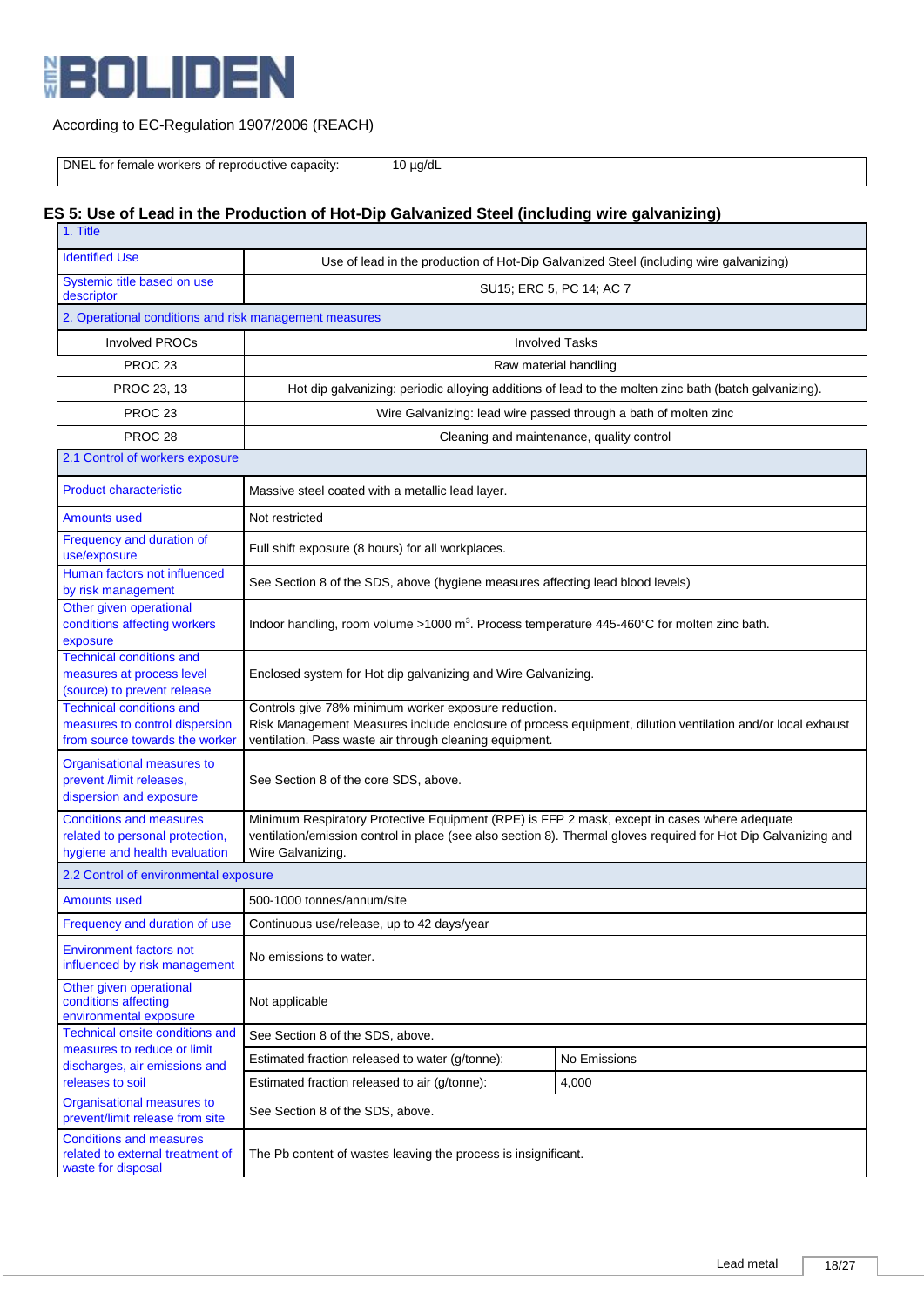According to EC-Regulation 1907/2006 (REACH)

| DNEL for female workers of reproductive capacity: | 10 µg/dL |
|---|---|

## ES 5: Use of Lead in the Production of Hot-Dip Galvanized Steel (including wire galvanizing)

| 1. Title | | |
|---|---|---|
| Identified Use | Use of lead in the production of Hot-Dip Galvanized Steel (including wire galvanizing) | |
| Systemic title based on use descriptor | SU15; ERC 5, PC 14; AC 7 | |
| 2. Operational conditions and risk management measures | | |
| Involved PROCs | Involved Tasks | |
| PROC 23 | Raw material handling | |
| PROC 23, 13 | Hot dip galvanizing: periodic alloying additions of lead to the molten zinc bath (batch galvanizing). | |
| PROC 23 | Wire Galvanizing: lead wire passed through a bath of molten zinc | |
| PROC 28 | Cleaning and maintenance, quality control | |
| 2.1 Control of workers exposure | | |
| Product characteristic | Massive steel coated with a metallic lead layer. | |
| Amounts used | Not restricted | |
| Frequency and duration of use/exposure | Full shift exposure (8 hours) for all workplaces. | |
| Human factors not influenced by risk management | See Section 8 of the SDS, above (hygiene measures affecting lead blood levels) | |
| Other given operational conditions affecting workers exposure | Indoor handling, room volume >1000 $m^3$. Process temperature 445-460°C for molten zinc bath. | |
| Technical conditions and measures at process level (source) to prevent release | Enclosed system for Hot dip galvanizing and Wire Galvanizing. | |
| Technical conditions and measures to control dispersion from source towards the worker | Controls give 78% minimum worker exposure reduction.<br>Risk Management Measures include enclosure of process equipment, dilution ventilation and/or local exhaust ventilation. Pass waste air through cleaning equipment. | |
| Organisational measures to prevent /limit releases, dispersion and exposure | See Section 8 of the core SDS, above. | |
| Conditions and measures related to personal protection, hygiene and health evaluation | Minimum Respiratory Protective Equipment (RPE) is FFP 2 mask, except in cases where adequate ventilation/emission control in place (see also section 8). Thermal gloves required for Hot Dip Galvanizing and Wire Galvanizing. | |
| 2.2 Control of environmental exposure | | |
| Amounts used | 500-1000 tonnes/annum/site | |
| Frequency and duration of use | Continuous use/release, up to 42 days/year | |
| Environment factors not influenced by risk management | No emissions to water. | |
| Other given operational conditions affecting environmental exposure | Not applicable | |
| Technical onsite conditions and measures to reduce or limit discharges, air emissions and releases to soil | See Section 8 of the SDS, above. | |
| | Estimated fraction released to water (g/tonne): | No Emissions |
| | Estimated fraction released to air (g/tonne): | 4,000 |
| Organisational measures to prevent/limit release from site | See Section 8 of the SDS, above. | |
| Conditions and measures related to external treatment of waste for disposal | The Pb content of wastes leaving the process is insignificant. | |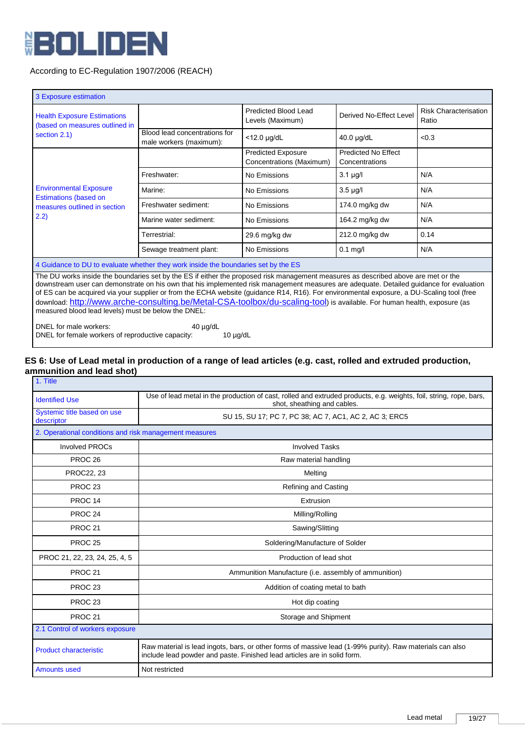According to EC-Regulation 1907/2006 (REACH)

| 3 Exposure estimation | | | | |
|---|---|---|---|---|
| Health Exposure Estimations (based on measures outlined in section 2.1) | | Predicted Blood Lead Levels (Maximum) | Derived No-Effect Level | Risk Characterisation Ratio |
| | Blood lead concentrations for male workers (maximum): | <12.0 µg/dL | 40.0 µg/dL | <0.3 |
| Environmental Exposure Estimations (based on measures outlined in section 2.2) | | Predicted Exposure Concentrations (Maximum) | Predicted No Effect Concentrations | |
| | Freshwater: | No Emissions | 3.1 µg/l | N/A |
| | Marine: | No Emissions | 3.5 µg/l | N/A |
| | Freshwater sediment: | No Emissions | 174.0 mg/kg dw | N/A |
| | Marine water sediment: | No Emissions | 164.2 mg/kg dw | N/A |
| | Terrestrial: | 29.6 mg/kg dw | 212.0 mg/kg dw | 0.14 |
| | Sewage treatment plant: | No Emissions | 0.1 mg/l | N/A |

**4 Guidance to DU to evaluate whether they work inside the boundaries set by the ES**

The DU works inside the boundaries set by the ES if either the proposed risk management measures as described above are met or the downstream user can demonstrate on his own that his implemented risk management measures are adequate. Detailed guidance for evaluation of ES can be acquired via your supplier or from the ECHA website (guidance R14, R16). For environmental exposure, a DU-Scaling tool (free download: http://www.arche-consulting.be/Metal-CSA-toolbox/du-scaling-tool) is available. For human health, exposure (as measured blood lead levels) must be below the DNEL:

DNEL for male workers: 40 µg/dL
DNEL for female workers of reproductive capacity: 10 µg/dL

## ES 6: Use of Lead metal in production of a range of lead articles (e.g. cast, rolled and extruded production, ammunition and lead shot)

| 1. Title | |
|---|---|
| Identified Use | Use of lead metal in the production of cast, rolled and extruded products, e.g. weights, foil, string, rope, bars, shot, sheathing and cables. |
| Systemic title based on use descriptor | SU 15, SU 17; PC 7, PC 38; AC 7, AC1, AC 2, AC 3; ERC5 |
| **2. Operational conditions and risk management measures** | |
| Involved PROCs | Involved Tasks |
| PROC 26 | Raw material handling |
| PROC22, 23 | Melting |
| PROC 23 | Refining and Casting |
| PROC 14 | Extrusion |
| PROC 24 | Milling/Rolling |
| PROC 21 | Sawing/Slitting |
| PROC 25 | Soldering/Manufacture of Solder |
| PROC 21, 22, 23, 24, 25, 4, 5 | Production of lead shot |
| PROC 21 | Ammunition Manufacture (i.e. assembly of ammunition) |
| PROC 23 | Addition of coating metal to bath |
| PROC 23 | Hot dip coating |
| PROC 21 | Storage and Shipment |
| **2.1 Control of workers exposure** | |
| Product characteristic | Raw material is lead ingots, bars, or other forms of massive lead (1-99% purity). Raw materials can also include lead powder and paste. Finished lead articles are in solid form. |
| Amounts used | Not restricted |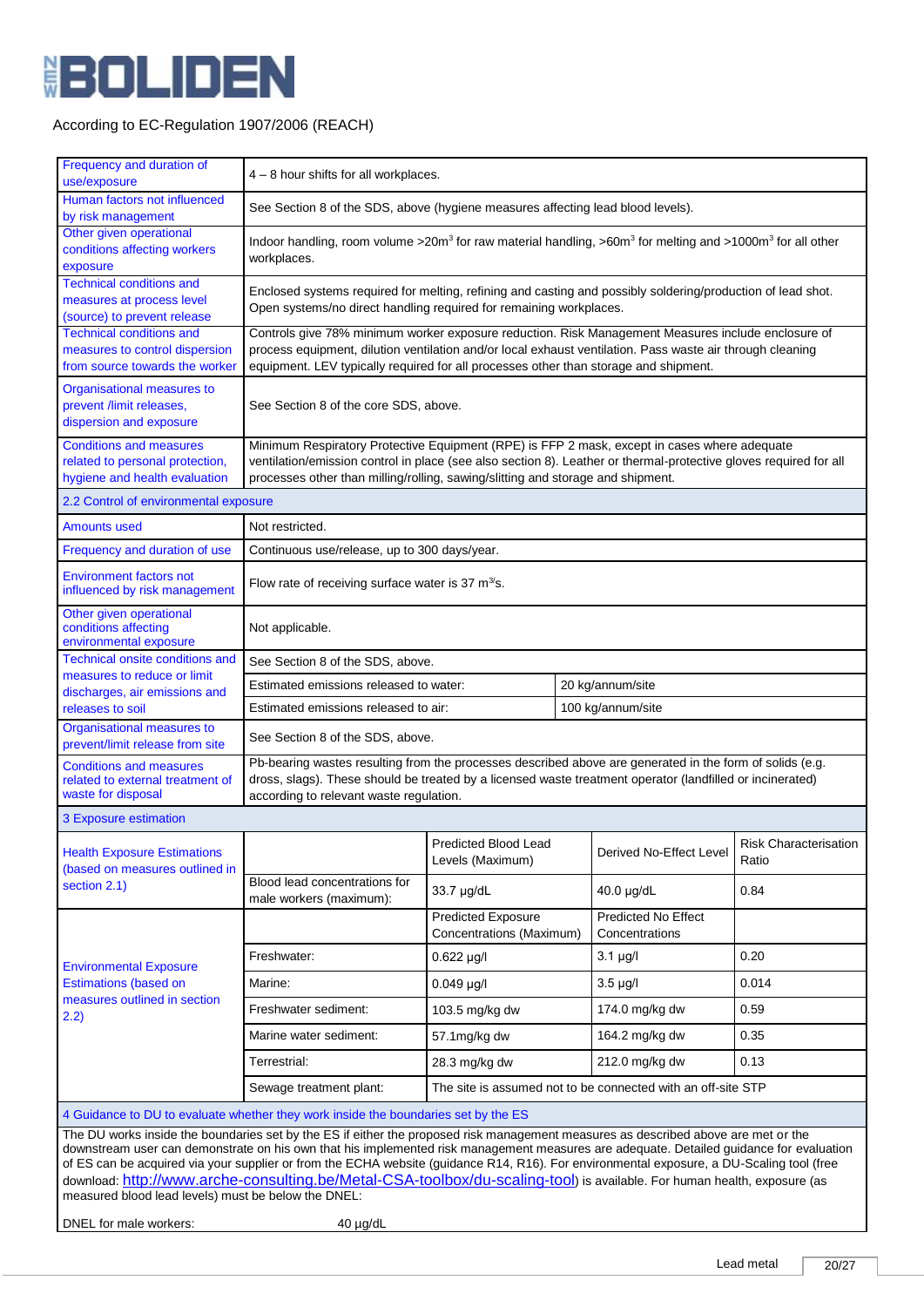According to EC-Regulation 1907/2006 (REACH)

| Frequency and duration of use/exposure | 4 – 8 hour shifts for all workplaces. | | | |
|---|---|---|---|---|
| Human factors not influenced by risk management | See Section 8 of the SDS, above (hygiene measures affecting lead blood levels). | | | |
| Other given operational conditions affecting workers exposure | Indoor handling, room volume >20m$^3$ for raw material handling, >60m$^3$ for melting and >1000m$^3$ for all other workplaces. | | | |
| Technical conditions and measures at process level (source) to prevent release | Enclosed systems required for melting, refining and casting and possibly soldering/production of lead shot. Open systems/no direct handling required for remaining workplaces. | | | |
| Technical conditions and measures to control dispersion from source towards the worker | Controls give 78% minimum worker exposure reduction. Risk Management Measures include enclosure of process equipment, dilution ventilation and/or local exhaust ventilation. Pass waste air through cleaning equipment. LEV typically required for all processes other than storage and shipment. | | | |
| Organisational measures to prevent /limit releases, dispersion and exposure | See Section 8 of the core SDS, above. | | | |
| Conditions and measures related to personal protection, hygiene and health evaluation | Minimum Respiratory Protective Equipment (RPE) is FFP 2 mask, except in cases where adequate ventilation/emission control in place (see also section 8). Leather or thermal-protective gloves required for all processes other than milling/rolling, sawing/slitting and storage and shipment. | | | |
| **2.2 Control of environmental exposure** | | | | |
| Amounts used | Not restricted. | | | |
| Frequency and duration of use | Continuous use/release, up to 300 days/year. | | | |
| Environment factors not influenced by risk management | Flow rate of receiving surface water is 37 m$^3$/s. | | | |
| Other given operational conditions affecting environmental exposure | Not applicable. | | | |
| Technical onsite conditions and measures to reduce or limit discharges, air emissions and releases to soil | See Section 8 of the SDS, above. | | | |
| | Estimated emissions released to water: | 20 kg/annum/site | | |
| | Estimated emissions released to air: | 100 kg/annum/site | | |
| Organisational measures to prevent/limit release from site | See Section 8 of the SDS, above. | | | |
| Conditions and measures related to external treatment of waste for disposal | Pb-bearing wastes resulting from the processes described above are generated in the form of solids (e.g. dross, slags). These should be treated by a licensed waste treatment operator (landfilled or incinerated) according to relevant waste regulation. | | | |
| **3 Exposure estimation** | | | | |
| Health Exposure Estimations (based on measures outlined in section 2.1) | | Predicted Blood Lead Levels (Maximum) | Derived No-Effect Level | Risk Characterisation Ratio |
| | Blood lead concentrations for male workers (maximum): | 33.7 µg/dL | 40.0 µg/dL | 0.84 |
| Environmental Exposure Estimations (based on measures outlined in section 2.2) | | Predicted Exposure Concentrations (Maximum) | Predicted No Effect Concentrations | |
| | Freshwater: | 0.622 µg/l | 3.1 µg/l | 0.20 |
| | Marine: | 0.049 µg/l | 3.5 µg/l | 0.014 |
| | Freshwater sediment: | 103.5 mg/kg dw | 174.0 mg/kg dw | 0.59 |
| | Marine water sediment: | 57.1mg/kg dw | 164.2 mg/kg dw | 0.35 |
| | Terrestrial: | 28.3 mg/kg dw | 212.0 mg/kg dw | 0.13 |
| | Sewage treatment plant: | The site is assumed not to be connected with an off-site STP | | |
| **4 Guidance to DU to evaluate whether they work inside the boundaries set by the ES** | | | | |

The DU works inside the boundaries set by the ES if either the proposed risk management measures as described above are met or the downstream user can demonstrate on his own that his implemented risk management measures are adequate. Detailed guidance for evaluation of ES can be acquired via your supplier or from the ECHA website (guidance R14, R16). For environmental exposure, a DU-Scaling tool (free download: http://www.arche-consulting.be/Metal-CSA-toolbox/du-scaling-tool) is available. For human health, exposure (as measured blood lead levels) must be below the DNEL:

DNEL for male workers: 40 µg/dL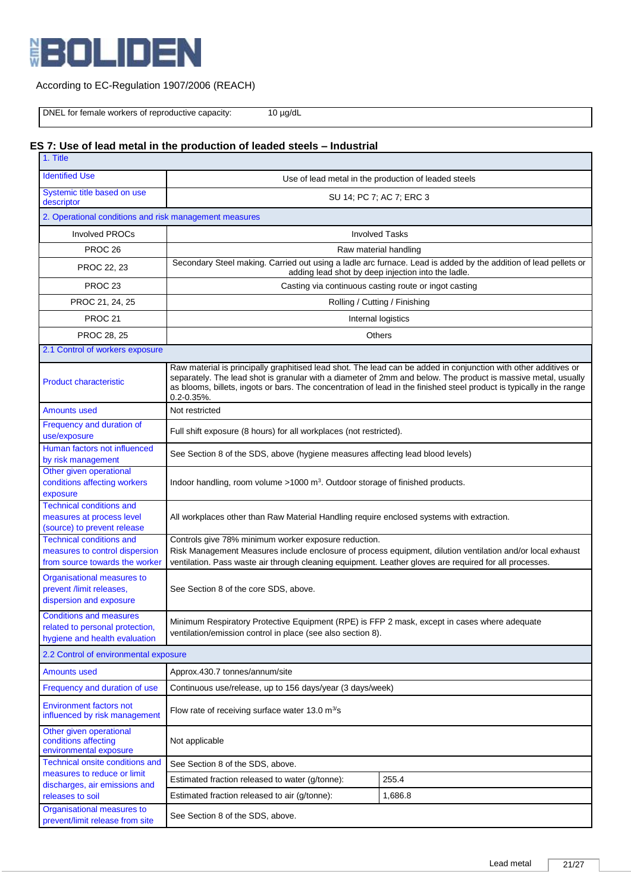According to EC-Regulation 1907/2006 (REACH)

| DNEL for female workers of reproductive capacity: | 10 µg/dL |
|---|---|

## ES 7: Use of lead metal in the production of leaded steels – Industrial

| 1. Title | |
|---|---|
| Identified Use | Use of lead metal in the production of leaded steels |
| Systemic title based on use descriptor | SU 14; PC 7; AC 7; ERC 3 |
| **2. Operational conditions and risk management measures** | |
| Involved PROCs | Involved Tasks |
| PROC 26 | Raw material handling |
| PROC 22, 23 | Secondary Steel making. Carried out using a ladle arc furnace. Lead is added by the addition of lead pellets or adding lead shot by deep injection into the ladle. |
| PROC 23 | Casting via continuous casting route or ingot casting |
| PROC 21, 24, 25 | Rolling / Cutting / Finishing |
| PROC 21 | Internal logistics |
| PROC 28, 25 | Others |
| **2.1 Control of workers exposure** | |
| Product characteristic | Raw material is principally graphitised lead shot. The lead can be added in conjunction with other additives or separately. The lead shot is granular with a diameter of 2mm and below. The product is massive metal, usually as blooms, billets, ingots or bars. The concentration of lead in the finished steel product is typically in the range 0.2-0.35%. |
| Amounts used | Not restricted |
| Frequency and duration of use/exposure | Full shift exposure (8 hours) for all workplaces (not restricted). |
| Human factors not influenced by risk management | See Section 8 of the SDS, above (hygiene measures affecting lead blood levels) |
| Other given operational conditions affecting workers exposure | Indoor handling, room volume >1000 m³. Outdoor storage of finished products. |
| Technical conditions and measures at process level (source) to prevent release | All workplaces other than Raw Material Handling require enclosed systems with extraction. |
| Technical conditions and measures to control dispersion from source towards the worker | Controls give 78% minimum worker exposure reduction.<br>Risk Management Measures include enclosure of process equipment, dilution ventilation and/or local exhaust ventilation. Pass waste air through cleaning equipment. Leather gloves are required for all processes. |
| Organisational measures to prevent /limit releases, dispersion and exposure | See Section 8 of the core SDS, above. |
| Conditions and measures related to personal protection, hygiene and health evaluation | Minimum Respiratory Protective Equipment (RPE) is FFP 2 mask, except in cases where adequate ventilation/emission control in place (see also section 8). |
| **2.2 Control of environmental exposure** | |
| Amounts used | Approx.430.7 tonnes/annum/site |
| Frequency and duration of use | Continuous use/release, up to 156 days/year (3 days/week) |
| Environment factors not influenced by risk management | Flow rate of receiving surface water 13.0 m³/s |
| Other given operational conditions affecting environmental exposure | Not applicable |
| Technical onsite conditions and measures to reduce or limit discharges, air emissions and releases to soil | See Section 8 of the SDS, above.<br>Estimated fraction released to water (g/tonne): 255.4<br>Estimated fraction released to air (g/tonne): 1,686.8 |
| Organisational measures to prevent/limit release from site | See Section 8 of the SDS, above. |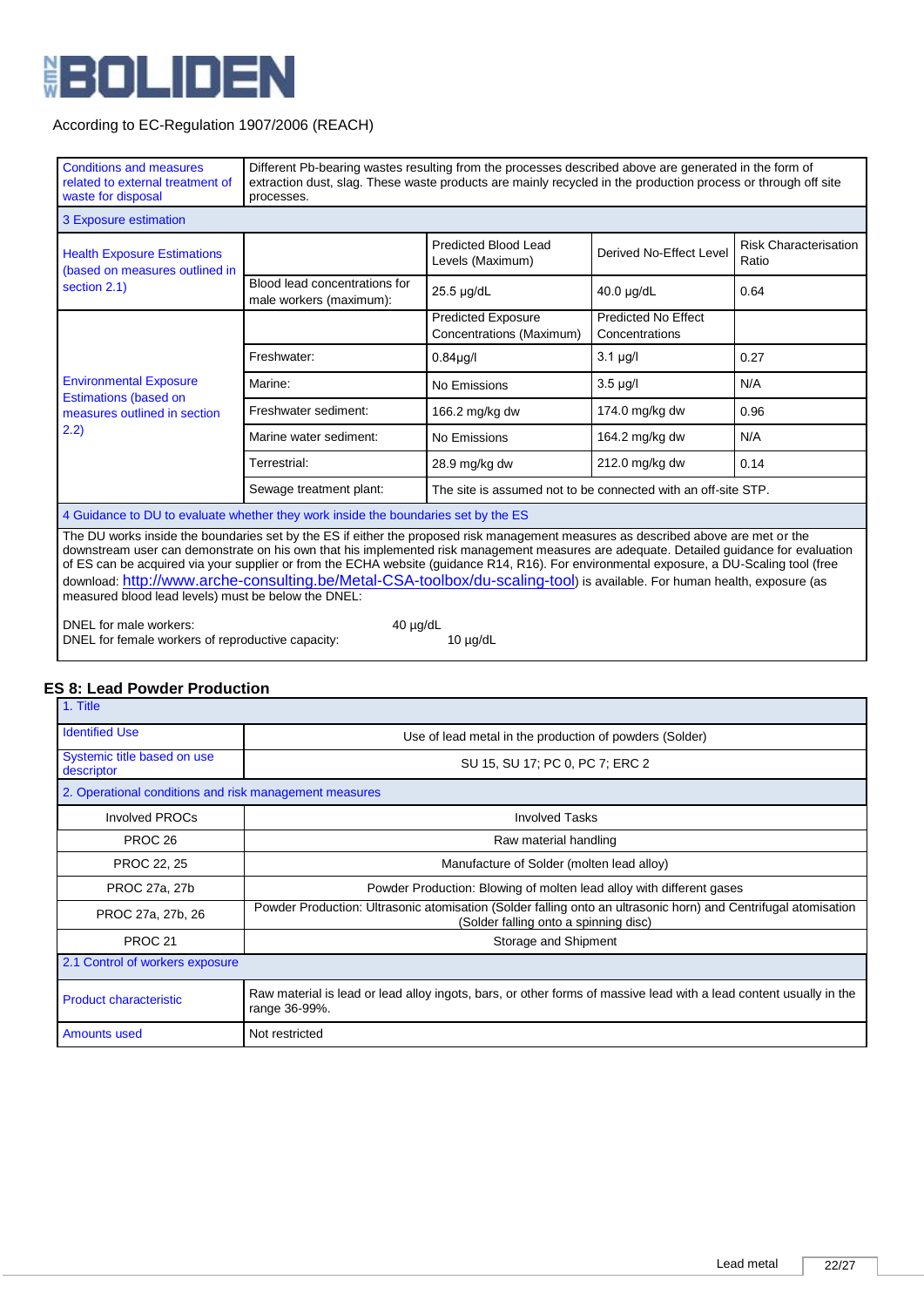According to EC-Regulation 1907/2006 (REACH)

| Conditions and measures related to external treatment of waste for disposal | Different Pb-bearing wastes resulting from the processes described above are generated in the form of extraction dust, slag. These waste products are mainly recycled in the production process or through off site processes. | | | |
|---|---|---|---|---|
| **3 Exposure estimation** | | | | |
| Health Exposure Estimations (based on measures outlined in section 2.1) | | Predicted Blood Lead Levels (Maximum) | Derived No-Effect Level | Risk Characterisation Ratio |
| | Blood lead concentrations for male workers (maximum): | 25.5 µg/dL | 40.0 µg/dL | 0.64 |
| Environmental Exposure Estimations (based on measures outlined in section 2.2) | | Predicted Exposure Concentrations (Maximum) | Predicted No Effect Concentrations | |
| | Freshwater: | 0.84µg/l | 3.1 µg/l | 0.27 |
| | Marine: | No Emissions | 3.5 µg/l | N/A |
| | Freshwater sediment: | 166.2 mg/kg dw | 174.0 mg/kg dw | 0.96 |
| | Marine water sediment: | No Emissions | 164.2 mg/kg dw | N/A |
| | Terrestrial: | 28.9 mg/kg dw | 212.0 mg/kg dw | 0.14 |
| | Sewage treatment plant: | The site is assumed not to be connected with an off-site STP. | | |
| **4 Guidance to DU to evaluate whether they work inside the boundaries set by the ES** | | | | |

The DU works inside the boundaries set by the ES if either the proposed risk management measures as described above are met or the downstream user can demonstrate on his own that his implemented risk management measures are adequate. Detailed guidance for evaluation of ES can be acquired via your supplier or from the ECHA website (guidance R14, R16). For environmental exposure, a DU-Scaling tool (free download: http://www.arche-consulting.be/Metal-CSA-toolbox/du-scaling-tool) is available. For human health, exposure (as measured blood lead levels) must be below the DNEL:

DNEL for male workers: 40 µg/dL
DNEL for female workers of reproductive capacity: 10 µg/dL

## ES 8: Lead Powder Production

| 1. Title | |
|---|---|
| Identified Use | Use of lead metal in the production of powders (Solder) |
| Systemic title based on use descriptor | SU 15, SU 17; PC 0, PC 7; ERC 2 |
| **2. Operational conditions and risk management measures** | |
| Involved PROCs | Involved Tasks |
| PROC 26 | Raw material handling |
| PROC 22, 25 | Manufacture of Solder (molten lead alloy) |
| PROC 27a, 27b | Powder Production: Blowing of molten lead alloy with different gases |
| PROC 27a, 27b, 26 | Powder Production: Ultrasonic atomisation (Solder falling onto an ultrasonic horn) and Centrifugal atomisation (Solder falling onto a spinning disc) |
| PROC 21 | Storage and Shipment |
| **2.1 Control of workers exposure** | |
| Product characteristic | Raw material is lead or lead alloy ingots, bars, or other forms of massive lead with a lead content usually in the range 36-99%. |
| Amounts used | Not restricted |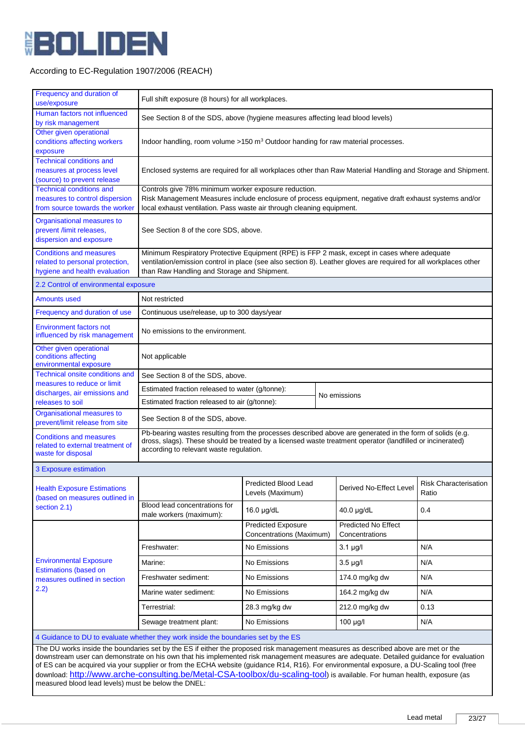According to EC-Regulation 1907/2006 (REACH)

| | |
|---|---|
| Frequency and duration of use/exposure | Full shift exposure (8 hours) for all workplaces. |
| Human factors not influenced by risk management | See Section 8 of the SDS, above (hygiene measures affecting lead blood levels) |
| Other given operational conditions affecting workers exposure | Indoor handling, room volume >150 m$^3$ Outdoor handing for raw material processes. |
| Technical conditions and measures at process level (source) to prevent release | Enclosed systems are required for all workplaces other than Raw Material Handling and Storage and Shipment. |
| Technical conditions and measures to control dispersion from source towards the worker | Controls give 78% minimum worker exposure reduction. Risk Management Measures include enclosure of process equipment, negative draft exhaust systems and/or local exhaust ventilation. Pass waste air through cleaning equipment. |
| Organisational measures to prevent /limit releases, dispersion and exposure | See Section 8 of the core SDS, above. |
| Conditions and measures related to personal protection, hygiene and health evaluation | Minimum Respiratory Protective Equipment (RPE) is FFP 2 mask, except in cases where adequate ventilation/emission control in place (see also section 8). Leather gloves are required for all workplaces other than Raw Handling and Storage and Shipment. |

**2.2 Control of environmental exposure**

| | | |
|---|---|---|
| Amounts used | Not restricted | |
| Frequency and duration of use | Continuous use/release, up to 300 days/year | |
| Environment factors not influenced by risk management | No emissions to the environment. | |
| Other given operational conditions affecting environmental exposure | Not applicable | |
| Technical onsite conditions and measures to reduce or limit discharges, air emissions and releases to soil | See Section 8 of the SDS, above. | |
| | Estimated fraction released to water (g/tonne): | No emissions |
| | Estimated fraction released to air (g/tonne): | No emissions |
| Organisational measures to prevent/limit release from site | See Section 8 of the SDS, above. | |
| Conditions and measures related to external treatment of waste for disposal | Pb-bearing wastes resulting from the processes described above are generated in the form of solids (e.g. dross, slags). These should be treated by a licensed waste treatment operator (landfilled or incinerated) according to relevant waste regulation. | |

**3 Exposure estimation**

| | | | | |
|---|---|---|---|---|
| Health Exposure Estimations (based on measures outlined in section 2.1) | | Predicted Blood Lead Levels (Maximum) | Derived No-Effect Level | Risk Characterisation Ratio |
| | Blood lead concentrations for male workers (maximum): | 16.0 µg/dL | 40.0 µg/dL | 0.4 |
| Environmental Exposure Estimations (based on measures outlined in section 2.2) | | Predicted Exposure Concentrations (Maximum) | Predicted No Effect Concentrations | |
| | Freshwater: | No Emissions | 3.1 µg/l | N/A |
| | Marine: | No Emissions | 3.5 µg/l | N/A |
| | Freshwater sediment: | No Emissions | 174.0 mg/kg dw | N/A |
| | Marine water sediment: | No Emissions | 164.2 mg/kg dw | N/A |
| | Terrestrial: | 28.3 mg/kg dw | 212.0 mg/kg dw | 0.13 |
| | Sewage treatment plant: | No Emissions | 100 µg/l | N/A |

**4 Guidance to DU to evaluate whether they work inside the boundaries set by the ES**

The DU works inside the boundaries set by the ES if either the proposed risk management measures as described above are met or the downstream user can demonstrate on his own that his implemented risk management measures are adequate. Detailed guidance for evaluation of ES can be acquired via your supplier or from the ECHA website (guidance R14, R16). For environmental exposure, a DU-Scaling tool (free download: http://www.arche-consulting.be/Metal-CSA-toolbox/du-scaling-tool) is available. For human health, exposure (as measured blood lead levels) must be below the DNEL: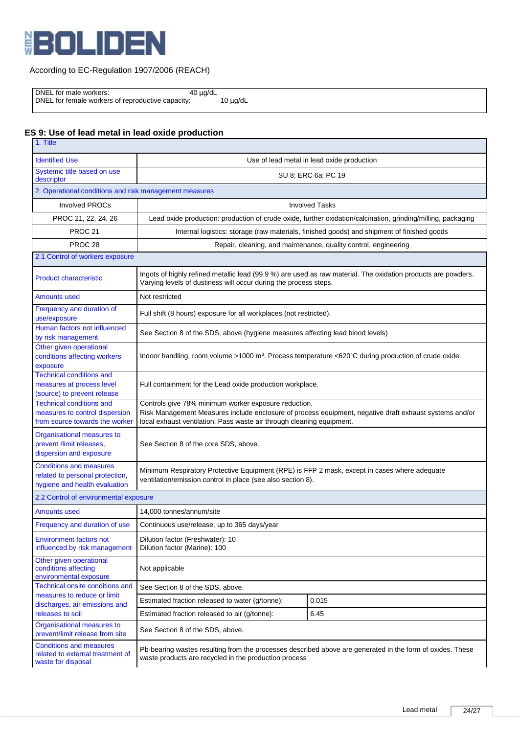According to EC-Regulation 1907/2006 (REACH)

| | |
|---|---|
| DNEL for male workers: | 40 µg/dL |
| DNEL for female workers of reproductive capacity: | 10 µg/dL |

## ES 9: Use of lead metal in lead oxide production

| 1. Title | | |
|---|---|---|
| Identified Use | Use of lead metal in lead oxide production | |
| Systemic title based on use descriptor | SU 8; ERC 6a; PC 19 | |
| **2. Operational conditions and risk management measures** | | |
| Involved PROCs | Involved Tasks | |
| PROC 21, 22, 24, 26 | Lead oxide production: production of crude oxide, further oxidation/calcination, grinding/milling, packaging | |
| PROC 21 | Internal logistics: storage (raw materials, finished goods) and shipment of finished goods | |
| PROC 28 | Repair, cleaning, and maintenance, quality control, engineering | |
| **2.1 Control of workers exposure** | | |
| Product characteristic | Ingots of highly refined metallic lead (99.9 %) are used as raw material. The oxidation products are powders. Varying levels of dustiness will occur during the process steps. | |
| Amounts used | Not restricted | |
| Frequency and duration of use/exposure | Full shift (8 hours) exposure for all workplaces (not restricted). | |
| Human factors not influenced by risk management | See Section 8 of the SDS, above (hygiene measures affecting lead blood levels) | |
| Other given operational conditions affecting workers exposure | Indoor handling, room volume >1000 m³. Process temperature <620°C during production of crude oxide. | |
| Technical conditions and measures at process level (source) to prevent release | Full containment for the Lead oxide production workplace. | |
| Technical conditions and measures to control dispersion from source towards the worker | Controls give 78% minimum worker exposure reduction.<br>Risk Management Measures include enclosure of process equipment, negative draft exhaust systems and/or local exhaust ventilation. Pass waste air through cleaning equipment. | |
| Organisational measures to prevent /limit releases, dispersion and exposure | See Section 8 of the core SDS, above. | |
| Conditions and measures related to personal protection, hygiene and health evaluation | Minimum Respiratory Protective Equipment (RPE) is FFP 2 mask, except in cases where adequate ventilation/emission control in place (see also section 8). | |
| **2.2 Control of environmental exposure** | | |
| Amounts used | 14,000 tonnes/annum/site | |
| Frequency and duration of use | Continuous use/release, up to 365 days/year | |
| Environment factors not influenced by risk management | Dilution factor (Freshwater): 10<br>Dilution factor (Marine): 100 | |
| Other given operational conditions affecting environmental exposure | Not applicable | |
| Technical onsite conditions and measures to reduce or limit discharges, air emissions and releases to soil | See Section 8 of the SDS, above. | |
| | Estimated fraction released to water (g/tonne): | 0.015 |
| | Estimated fraction released to air (g/tonne): | 6.45 |
| Organisational measures to prevent/limit release from site | See Section 8 of the SDS, above. | |
| Conditions and measures related to external treatment of waste for disposal | Pb-bearing wastes resulting from the processes described above are generated in the form of oxides. These waste products are recycled in the production process | |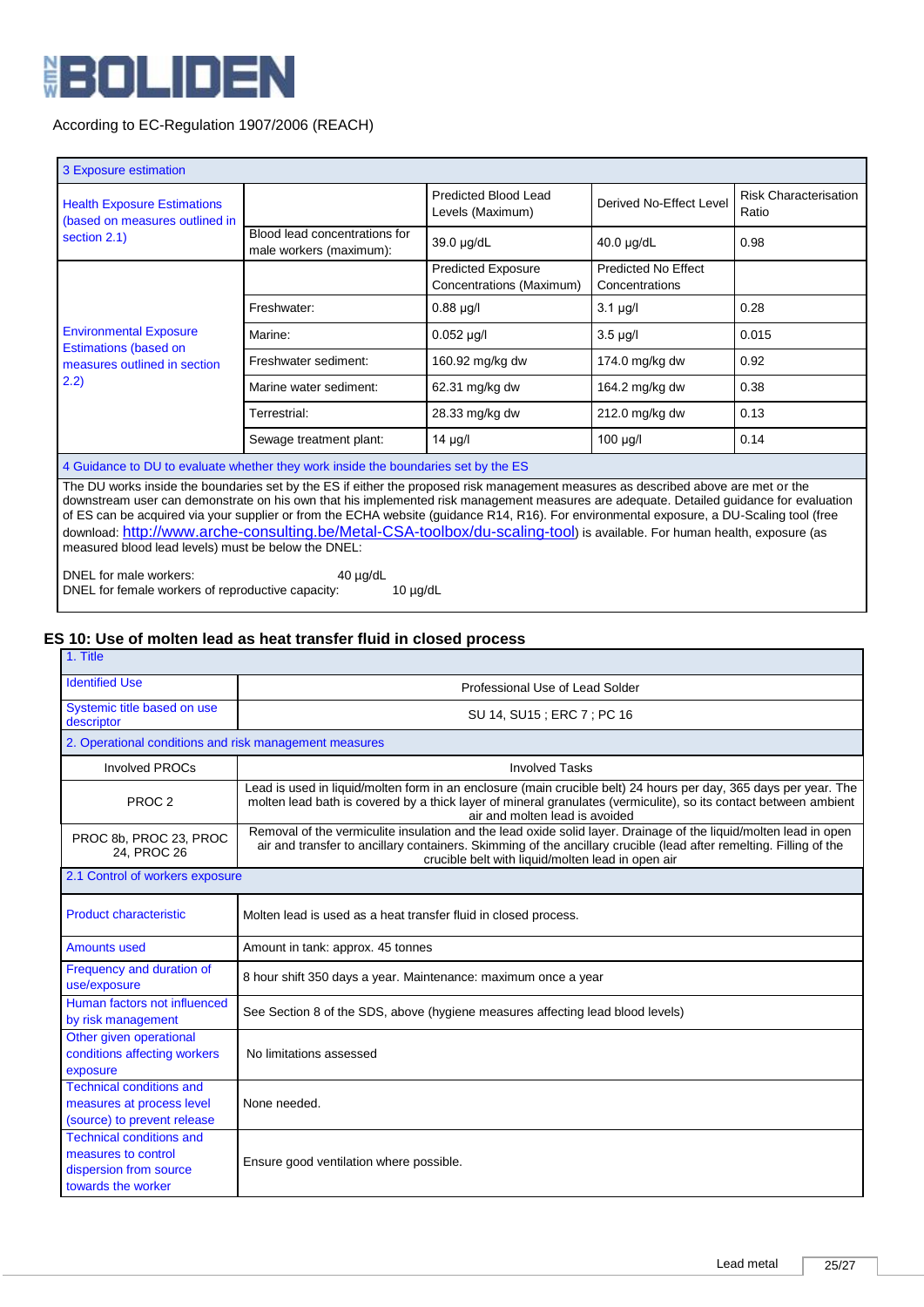According to EC-Regulation 1907/2006 (REACH)

| 3 Exposure estimation | | | | |
|---|---|---|---|---|
| Health Exposure Estimations (based on measures outlined in section 2.1) | | Predicted Blood Lead Levels (Maximum) | Derived No-Effect Level | Risk Characterisation Ratio |
| | Blood lead concentrations for male workers (maximum): | 39.0 µg/dL | 40.0 µg/dL | 0.98 |
| Environmental Exposure Estimations (based on measures outlined in section 2.2) | | Predicted Exposure Concentrations (Maximum) | Predicted No Effect Concentrations | |
| | Freshwater: | 0.88 µg/l | 3.1 µg/l | 0.28 |
| | Marine: | 0.052 µg/l | 3.5 µg/l | 0.015 |
| | Freshwater sediment: | 160.92 mg/kg dw | 174.0 mg/kg dw | 0.92 |
| | Marine water sediment: | 62.31 mg/kg dw | 164.2 mg/kg dw | 0.38 |
| | Terrestrial: | 28.33 mg/kg dw | 212.0 mg/kg dw | 0.13 |
| | Sewage treatment plant: | 14 µg/l | 100 µg/l | 0.14 |

**4 Guidance to DU to evaluate whether they work inside the boundaries set by the ES**

The DU works inside the boundaries set by the ES if either the proposed risk management measures as described above are met or the downstream user can demonstrate on his own that his implemented risk management measures are adequate. Detailed guidance for evaluation of ES can be acquired via your supplier or from the ECHA website (guidance R14, R16). For environmental exposure, a DU-Scaling tool (free download: http://www.arche-consulting.be/Metal-CSA-toolbox/du-scaling-tool) is available. For human health, exposure (as measured blood lead levels) must be below the DNEL:

DNEL for male workers: 40 µg/dL
DNEL for female workers of reproductive capacity: 10 µg/dL

## ES 10: Use of molten lead as heat transfer fluid in closed process

| 1. Title | |
|---|---|
| Identified Use | Professional Use of Lead Solder |
| Systemic title based on use descriptor | SU 14, SU15 ; ERC 7 ; PC 16 |
| **2. Operational conditions and risk management measures** | |
| Involved PROCs | Involved Tasks |
| PROC 2 | Lead is used in liquid/molten form in an enclosure (main crucible belt) 24 hours per day, 365 days per year. The molten lead bath is covered by a thick layer of mineral granulates (vermiculite), so its contact between ambient air and molten lead is avoided |
| PROC 8b, PROC 23, PROC 24, PROC 26 | Removal of the vermiculite insulation and the lead oxide solid layer. Drainage of the liquid/molten lead in open air and transfer to ancillary containers. Skimming of the ancillary crucible (lead after remelting. Filling of the crucible belt with liquid/molten lead in open air |
| **2.1 Control of workers exposure** | |
| Product characteristic | Molten lead is used as a heat transfer fluid in closed process. |
| Amounts used | Amount in tank: approx. 45 tonnes |
| Frequency and duration of use/exposure | 8 hour shift 350 days a year. Maintenance: maximum once a year |
| Human factors not influenced by risk management | See Section 8 of the SDS, above (hygiene measures affecting lead blood levels) |
| Other given operational conditions affecting workers exposure | No limitations assessed |
| Technical conditions and measures at process level (source) to prevent release | None needed. |
| Technical conditions and measures to control dispersion from source towards the worker | Ensure good ventilation where possible. |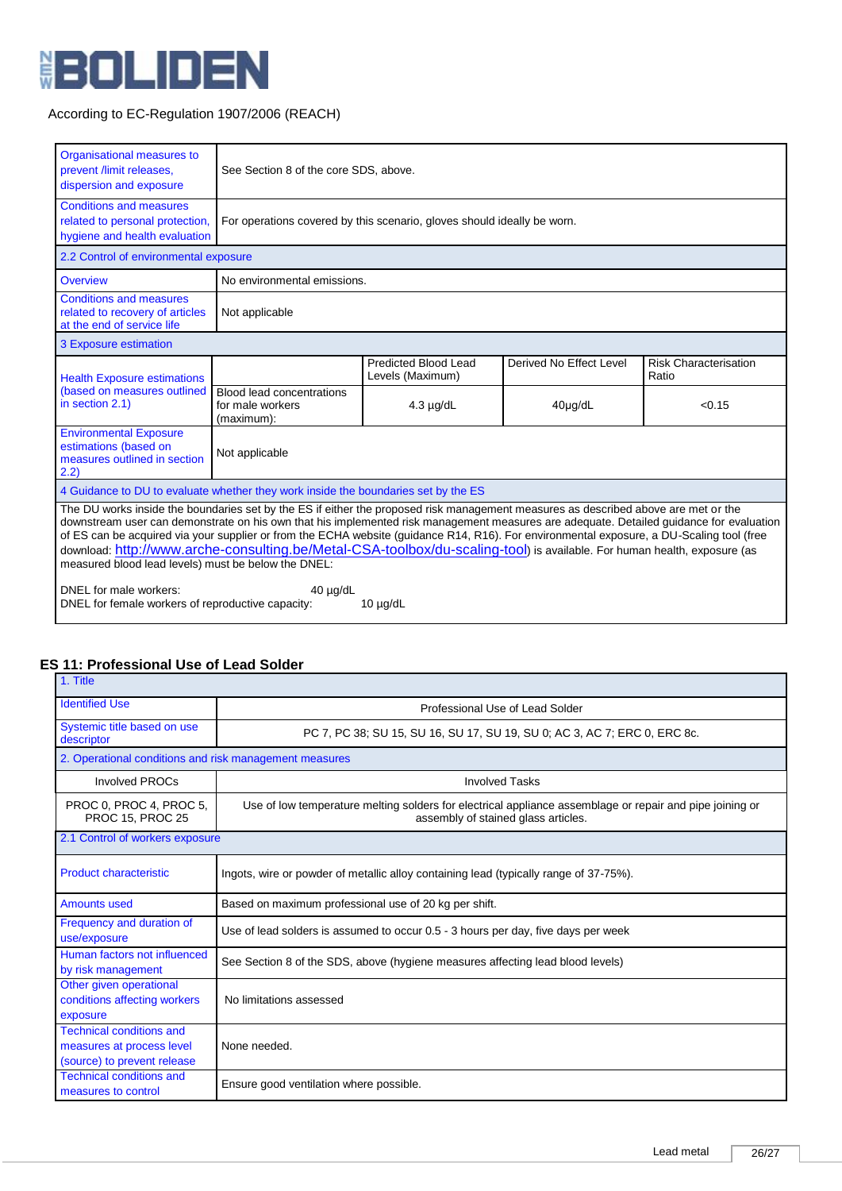According to EC-Regulation 1907/2006 (REACH)

| | | | | |
|---|---|---|---|---|
| Organisational measures to prevent /limit releases, dispersion and exposure | See Section 8 of the core SDS, above. | | | |
| Conditions and measures related to personal protection, hygiene and health evaluation | For operations covered by this scenario, gloves should ideally be worn. | | | |
| **2.2 Control of environmental exposure** | | | | |
| Overview | No environmental emissions. | | | |
| Conditions and measures related to recovery of articles at the end of service life | Not applicable | | | |
| **3 Exposure estimation** | | | | |
| Health Exposure estimations (based on measures outlined in section 2.1) | | Predicted Blood Lead Levels (Maximum) | Derived No Effect Level | Risk Characterisation Ratio |
| | Blood lead concentrations for male workers (maximum): | 4.3 µg/dL | 40µg/dL | <0.15 |
| Environmental Exposure estimations (based on measures outlined in section 2.2) | Not applicable | | | |
| **4 Guidance to DU to evaluate whether they work inside the boundaries set by the ES** | | | | |

The DU works inside the boundaries set by the ES if either the proposed risk management measures as described above are met or the downstream user can demonstrate on his own that his implemented risk management measures are adequate. Detailed guidance for evaluation of ES can be acquired via your supplier or from the ECHA website (guidance R14, R16). For environmental exposure, a DU-Scaling tool (free download: http://www.arche-consulting.be/Metal-CSA-toolbox/du-scaling-tool) is available. For human health, exposure (as measured blood lead levels) must be below the DNEL:

DNEL for male workers: 40 µg/dL
DNEL for female workers of reproductive capacity: 10 µg/dL

## ES 11: Professional Use of Lead Solder

| | |
|---|---|
| **1. Title** | |
| Identified Use | Professional Use of Lead Solder |
| Systemic title based on use descriptor | PC 7, PC 38; SU 15, SU 16, SU 17, SU 19, SU 0; AC 3, AC 7; ERC 0, ERC 8c. |
| **2. Operational conditions and risk management measures** | |
| Involved PROCs | Involved Tasks |
| PROC 0, PROC 4, PROC 5, PROC 15, PROC 25 | Use of low temperature melting solders for electrical appliance assemblage or repair and pipe joining or assembly of stained glass articles. |
| **2.1 Control of workers exposure** | |
| Product characteristic | Ingots, wire or powder of metallic alloy containing lead (typically range of 37-75%). |
| Amounts used | Based on maximum professional use of 20 kg per shift. |
| Frequency and duration of use/exposure | Use of lead solders is assumed to occur 0.5 - 3 hours per day, five days per week |
| Human factors not influenced by risk management | See Section 8 of the SDS, above (hygiene measures affecting lead blood levels) |
| Other given operational conditions affecting workers exposure | No limitations assessed |
| Technical conditions and measures at process level (source) to prevent release | None needed. |
| Technical conditions and measures to control | Ensure good ventilation where possible. |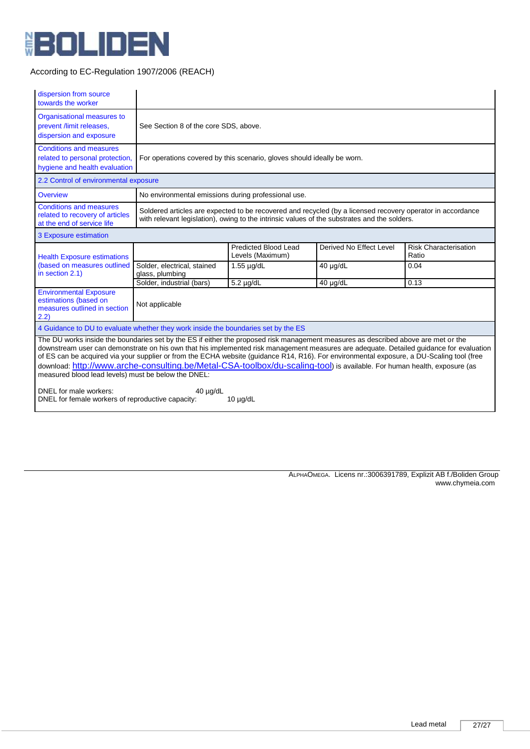According to EC-Regulation 1907/2006 (REACH)

| | |
|---|---|
| dispersion from source towards the worker | |
| Organisational measures to prevent /limit releases, dispersion and exposure | See Section 8 of the core SDS, above. |
| Conditions and measures related to personal protection, hygiene and health evaluation | For operations covered by this scenario, gloves should ideally be worn. |

**2.2 Control of environmental exposure**

| | |
|---|---|
| Overview | No environmental emissions during professional use. |
| Conditions and measures related to recovery of articles at the end of service life | Soldered articles are expected to be recovered and recycled (by a licensed recovery operator in accordance with relevant legislation), owing to the intrinsic values of the substrates and the solders. |

**3 Exposure estimation**

| | | Predicted Blood Lead Levels (Maximum) | Derived No Effect Level | Risk Characterisation Ratio |
|---|---|---|---|---|
| Health Exposure estimations (based on measures outlined in section 2.1) | Solder, electrical, stained glass, plumbing | 1.55 µg/dL | 40 µg/dL | 0.04 |
| | Solder, industrial (bars) | 5.2 µg/dL | 40 µg/dL | 0.13 |
| Environmental Exposure estimations (based on measures outlined in section 2.2) | Not applicable | | | |

**4 Guidance to DU to evaluate whether they work inside the boundaries set by the ES**

The DU works inside the boundaries set by the ES if either the proposed risk management measures as described above are met or the downstream user can demonstrate on his own that his implemented risk management measures are adequate. Detailed guidance for evaluation of ES can be acquired via your supplier or from the ECHA website (guidance R14, R16). For environmental exposure, a DU-Scaling tool (free download: http://www.arche-consulting.be/Metal-CSA-toolbox/du-scaling-tool) is available. For human health, exposure (as measured blood lead levels) must be below the DNEL:

DNEL for male workers: 40 µg/dL
DNEL for female workers of reproductive capacity: 10 µg/dL

ALPHAOMEGA. Licens nr.:3006391789, Explizit AB f./Boliden Group
www.chymeia.com

Lead metal